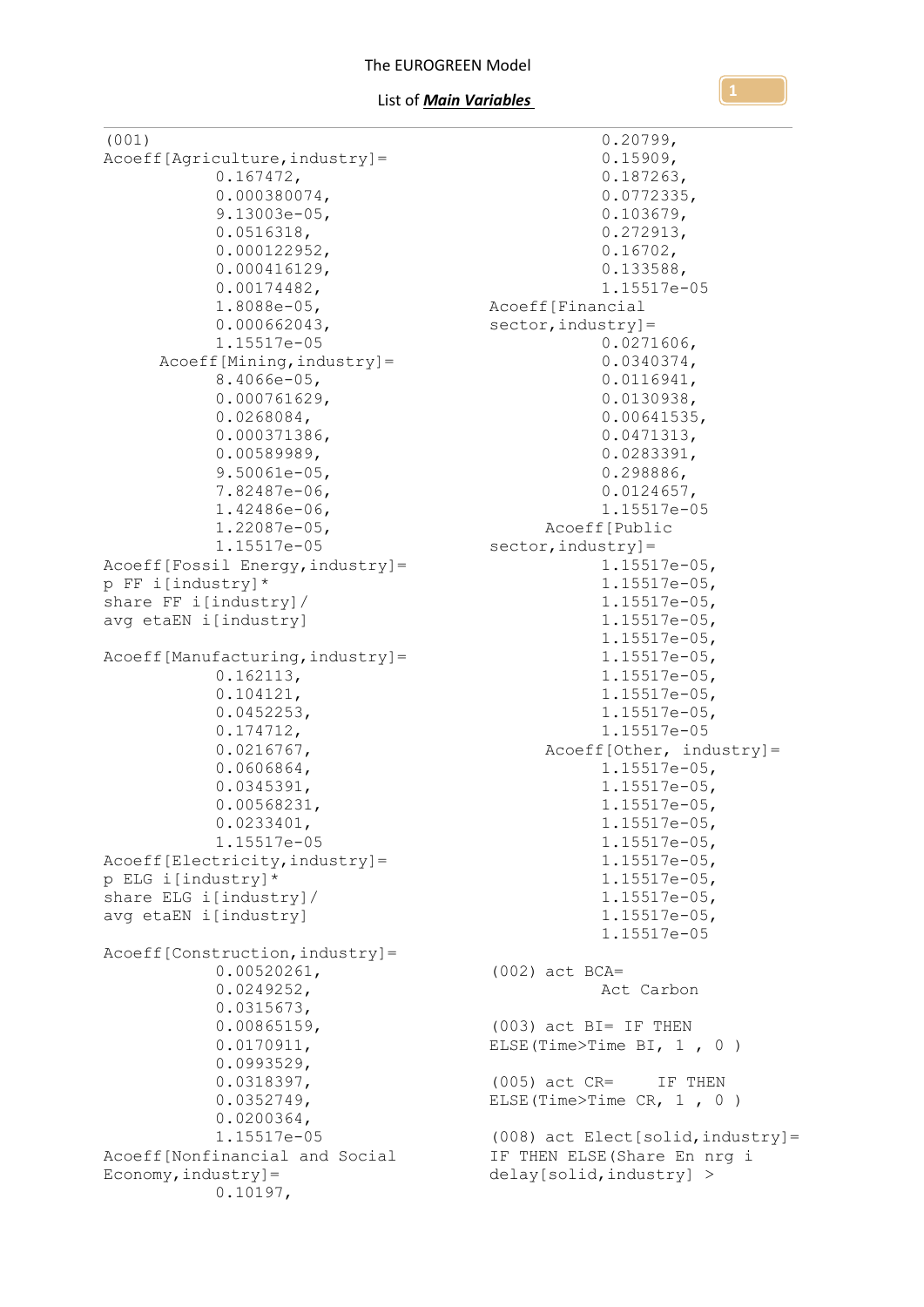# The EUROGREEN Model

## List of ***Main Variables***

```
(001)
Acoeff[Agriculture,industry]=
        0.167472,
        0.000380074,
        9.13003e-05,
        0.0516318,
        0.000122952,
        0.000416129,
        0.00174482,
        1.8088e-05,
        0.000662043,
        1.15517e-05
    Acoeff[Mining,industry]=
        8.4066e-05,
        0.000761629,
        0.0268084,
        0.000371386,
        0.00589989,
        9.50061e-05,
        7.82487e-06,
        1.42486e-06,
        1.22087e-05,
        1.15517e-05
Acoeff[Fossil Energy,industry]=
p FF i[industry]*
share FF i[industry]/
avg etaEN i[industry]

Acoeff[Manufacturing,industry]=
        0.162113,
        0.104121,
        0.0452253,
        0.174712,
        0.0216767,
        0.0606864,
        0.0345391,
        0.00568231,
        0.0233401,
        1.15517e-05
Acoeff[Electricity,industry]=
p ELG i[industry]*
share ELG i[industry]/
avg etaEN i[industry]

Acoeff[Construction,industry]=
        0.00520261,
        0.0249252,
        0.0315673,
        0.00865159,
        0.0170911,
        0.0993529,
        0.0318397,
        0.0352749,
        0.0200364,
        1.15517e-05
Acoeff[Nonfinancial and Social
Economy,industry]=
        0.10197,
        0.20799,
        0.15909,
        0.187263,
        0.0772335,
        0.103679,
        0.272913,
        0.16702,
        0.133588,
        1.15517e-05
Acoeff[Financial
sector,industry]=
        0.0271606,
        0.0340374,
        0.0116941,
        0.0130938,
        0.00641535,
        0.0471313,
        0.0283391,
        0.298886,
        0.0124657,
        1.15517e-05
    Acoeff[Public
sector,industry]=
        1.15517e-05,
        1.15517e-05,
        1.15517e-05,
        1.15517e-05,
        1.15517e-05,
        1.15517e-05,
        1.15517e-05,
        1.15517e-05,
        1.15517e-05,
        1.15517e-05
    Acoeff[Other, industry]=
        1.15517e-05,
        1.15517e-05,
        1.15517e-05,
        1.15517e-05,
        1.15517e-05,
        1.15517e-05,
        1.15517e-05,
        1.15517e-05,
        1.15517e-05,
        1.15517e-05

(002) act BCA=
        Act Carbon

(003) act BI= IF THEN
ELSE(Time>Time BI, 1 , 0 )

(005) act CR=    IF THEN
ELSE(Time>Time CR, 1 , 0 )

(008) act Elect[solid,industry]=
IF THEN ELSE(Share En nrg i
delay[solid,industry] >
```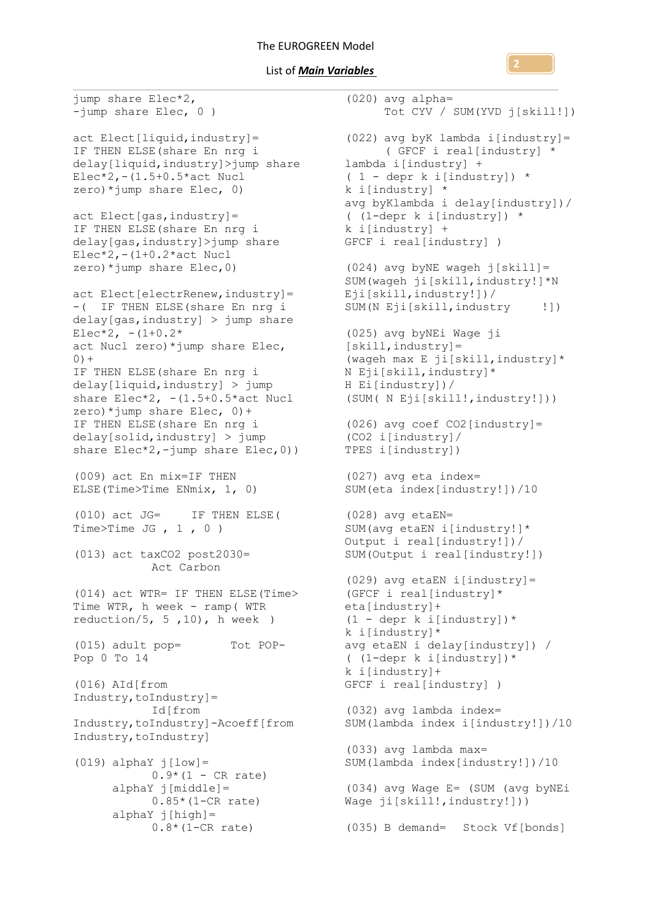```
jump share Elec*2,
-jump share Elec, 0 )

act Elect[liquid,industry]=
IF THEN ELSE(share En nrg i
delay[liquid,industry]>jump share
Elec*2,-(1.5+0.5*act Nucl
zero)*jump share Elec, 0)

act Elect[gas,industry]=
IF THEN ELSE(share En nrg i
delay[gas,industry]>jump share
Elec*2,-(1+0.2*act Nucl
zero)*jump share Elec,0)

act Elect[electrRenew,industry]=
-( IF THEN ELSE(share En nrg i
delay[gas,industry] > jump share
Elec*2, -(1+0.2*
act Nucl zero)*jump share Elec,
0)+
IF THEN ELSE(share En nrg i
delay[liquid,industry] > jump
share Elec*2, -(1.5+0.5*act Nucl
zero)*jump share Elec, 0)+
IF THEN ELSE(share En nrg i
delay[solid,industry] > jump
share Elec*2,-jump share Elec,0))

(009) act En mix=IF THEN
ELSE(Time>Time ENmix, 1, 0)

(010) act JG=    IF THEN ELSE(
Time>Time JG , 1 , 0 )

(013) act taxCO2 post2030=
          Act Carbon

(014) act WTR= IF THEN ELSE(Time>
Time WTR, h week - ramp( WTR
reduction/5, 5 ,10), h week )

(015) adult pop=       Tot POP-
Pop 0 To 14

(016) AId[from
Industry,toIndustry]=
          Id[from
Industry,toIndustry]-Acoeff[from
Industry,toIndustry]

(019) alphaY j[low]=
          0.9*(1 - CR rate)
      alphaY j[middle]=
          0.85*(1-CR rate)
      alphaY j[high]=
          0.8*(1-CR rate)

(020) avg alpha=
      Tot CYV / SUM(YVD j[skill!])

(022) avg byK lambda i[industry]=
      ( GFCF i real[industry] *
lambda i[industry] +
( 1 - depr k i[industry]) *
k i[industry] *
avg byKlambda i delay[industry])/
( (1-depr k i[industry]) *
k i[industry] +
GFCF i real[industry] )

(024) avg byNE wageh j[skill]=
SUM(wageh ji[skill,industry!]*N
Eji[skill,industry!])/
SUM(N Eji[skill,industry    !])

(025) avg byNEi Wage ji
[skill,industry]=
(wageh max E ji[skill,industry]*
N Eji[skill,industry]*
H Ei[industry])/
(SUM( N Eji[skill!,industry!]))

(026) avg coef CO2[industry]=
(CO2 i[industry]/
TPES i[industry])

(027) avg eta index=
SUM(eta index[industry!])/10

(028) avg etaEN=
SUM(avg etaEN i[industry!]*
Output i real[industry!])/
SUM(Output i real[industry!])

(029) avg etaEN i[industry]=
(GFCF i real[industry]*
eta[industry]+
(1 - depr k i[industry])*
k i[industry]*
avg etaEN i delay[industry]) /
( (1-depr k i[industry])*
k i[industry]+
GFCF i real[industry] )

(032) avg lambda index=
SUM(lambda index i[industry!])/10

(033) avg lambda max=
SUM(lambda index[industry!])/10

(034) avg Wage E= (SUM (avg byNEi
Wage ji[skill!,industry!]))

(035) B demand=  Stock Vf[bonds]
```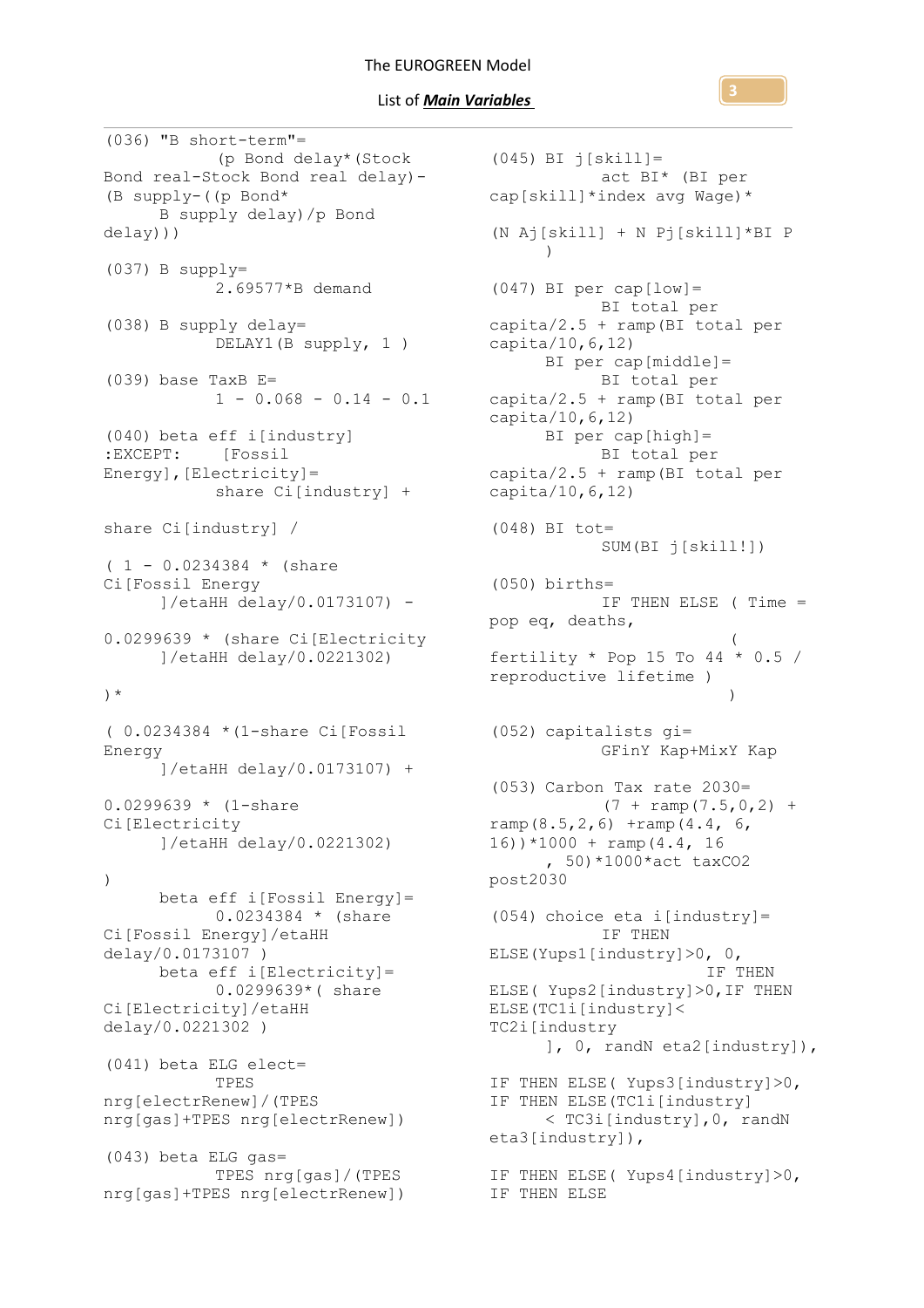```
(036) "B short-term"=
          (p Bond delay*(Stock
Bond real-Stock Bond real delay)-
(B supply-((p Bond*
     B supply delay)/p Bond
delay)))

(037) B supply=
          2.69577*B demand

(038) B supply delay=
          DELAY1(B supply, 1 )

(039) base TaxB E=
          1 - 0.068 - 0.14 - 0.1

(040) beta eff i[industry]
:EXCEPT:    [Fossil
Energy],[Electricity]=
          share Ci[industry] +

share Ci[industry] /

( 1 - 0.0234384 * (share
Ci[Fossil Energy
     ]/etaHH delay/0.0173107) -

0.0299639 * (share Ci[Electricity
     ]/etaHH delay/0.0221302)

)*

( 0.0234384 *(1-share Ci[Fossil
Energy
     ]/etaHH delay/0.0173107) +

0.0299639 * (1-share
Ci[Electricity
     ]/etaHH delay/0.0221302)

)
     beta eff i[Fossil Energy]=
          0.0234384 * (share
Ci[Fossil Energy]/etaHH
delay/0.0173107 )
     beta eff i[Electricity]=
          0.0299639*( share
Ci[Electricity]/etaHH
delay/0.0221302 )

(041) beta ELG elect=
          TPES
nrg[electrRenew]/(TPES
nrg[gas]+TPES nrg[electrRenew])

(043) beta ELG gas=
          TPES nrg[gas]/(TPES
nrg[gas]+TPES nrg[electrRenew])

(045) BI j[skill]=
          act BI* (BI per
cap[skill]*index avg Wage)*

(N Aj[skill] + N Pj[skill]*BI P
     )

(047) BI per cap[low]=
          BI total per
capita/2.5 + ramp(BI total per
capita/10,6,12)
     BI per cap[middle]=
          BI total per
capita/2.5 + ramp(BI total per
capita/10,6,12)
     BI per cap[high]=
          BI total per
capita/2.5 + ramp(BI total per
capita/10,6,12)

(048) BI tot=
          SUM(BI j[skill!])

(050) births=
          IF THEN ELSE ( Time =
pop eq, deaths,
                         (
fertility * Pop 15 To 44 * 0.5 /
reproductive lifetime )
                         )

(052) capitalists gi=
          GFinY Kap+MixY Kap

(053) Carbon Tax rate 2030=
          (7 + ramp(7.5,0,2) +
ramp(8.5,2,6) +ramp(4.4, 6,
16))*1000 + ramp(4.4, 16
     , 50)*1000*act taxCO2
post2030

(054) choice eta i[industry]=
          IF THEN
ELSE(Yups1[industry]>0, 0,
                    IF THEN
ELSE( Yups2[industry]>0,IF THEN
ELSE(TC1i[industry]<
TC2i[industry
     ], 0, randN eta2[industry]),

IF THEN ELSE( Yups3[industry]>0,
IF THEN ELSE(TC1i[industry]
     < TC3i[industry],0, randN
eta3[industry]),

IF THEN ELSE( Yups4[industry]>0,
IF THEN ELSE
```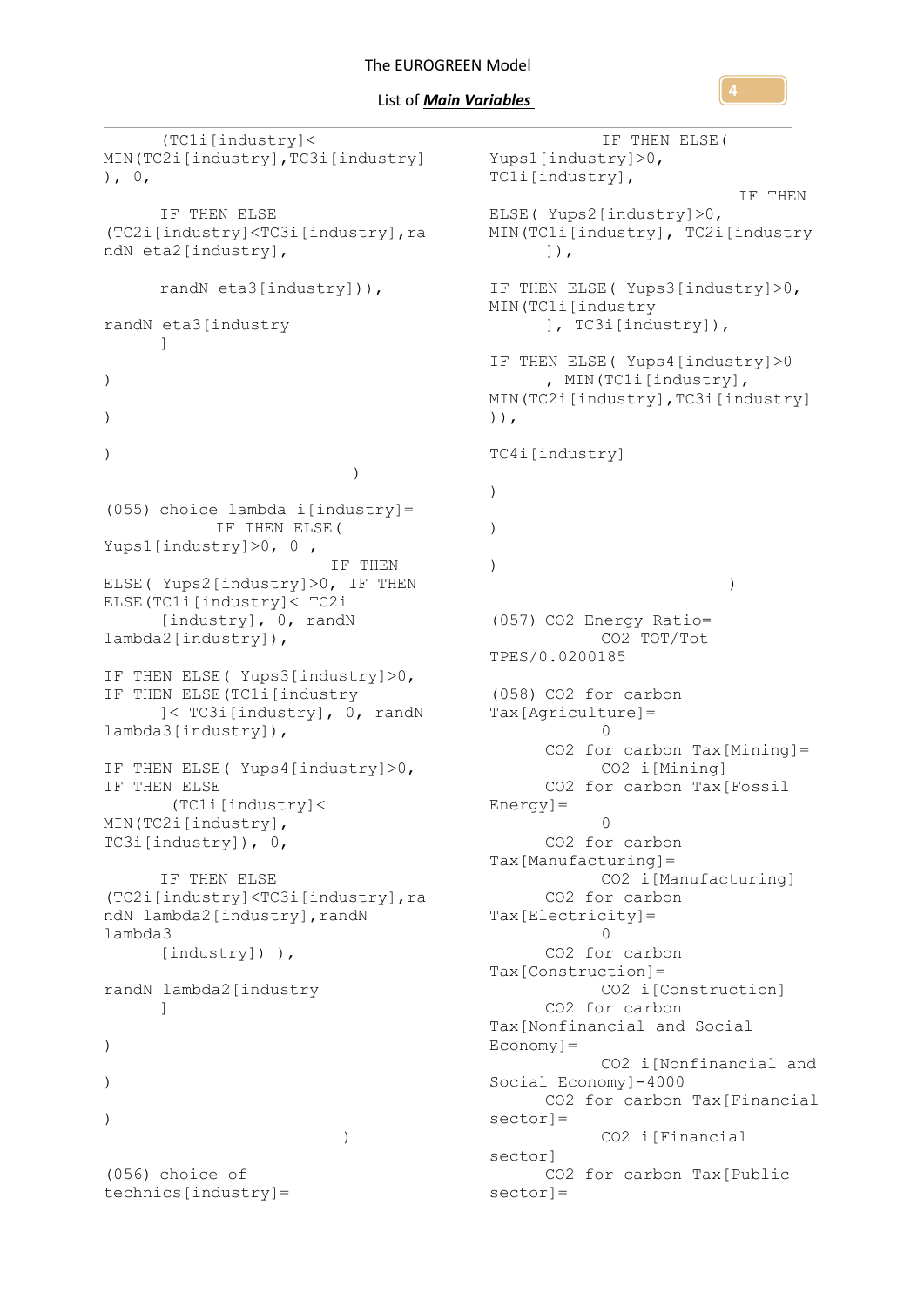```
      (TC1i[industry]<
MIN(TC2i[industry],TC3i[industry]
), 0,

      IF THEN ELSE
(TC2i[industry]<TC3i[industry],ra
ndN eta2[industry],

      randN eta3[industry])),

randN eta3[industry
      ]

)

)

)
                          )

(055) choice lambda i[industry]=
         IF THEN ELSE(
Yups1[industry]>0, 0 ,
                    IF THEN
ELSE( Yups2[industry]>0, IF THEN
ELSE(TC1i[industry]< TC2i
      [industry], 0, randN
lambda2[industry]),

IF THEN ELSE( Yups3[industry]>0,
IF THEN ELSE(TC1i[industry
      ]< TC3i[industry], 0, randN
lambda3[industry]),

IF THEN ELSE( Yups4[industry]>0,
IF THEN ELSE
       (TC1i[industry]<
MIN(TC2i[industry],
TC3i[industry]), 0,

      IF THEN ELSE
(TC2i[industry]<TC3i[industry],ra
ndN lambda2[industry],randN
lambda3
      [industry]) ),

randN lambda2[industry
      ]

)

)

)
                         )

(056) choice of
technics[industry]=
                IF THEN ELSE(
Yups1[industry]>0,
TC1i[industry],
                            IF THEN
ELSE( Yups2[industry]>0,
MIN(TC1i[industry], TC2i[industry
      ]),

IF THEN ELSE( Yups3[industry]>0,
MIN(TC1i[industry
      ], TC3i[industry]),

IF THEN ELSE( Yups4[industry]>0
      , MIN(TC1i[industry],
MIN(TC2i[industry],TC3i[industry]
)),

TC4i[industry]

)

)

)
                         )

(057) CO2 Energy Ratio=
          CO2 TOT/Tot
TPES/0.0200185

(058) CO2 for carbon
Tax[Agriculture]=
          0
     CO2 for carbon Tax[Mining]=
          CO2 i[Mining]
     CO2 for carbon Tax[Fossil
Energy]=
          0
     CO2 for carbon
Tax[Manufacturing]=
          CO2 i[Manufacturing]
     CO2 for carbon
Tax[Electricity]=
          0
     CO2 for carbon
Tax[Construction]=
          CO2 i[Construction]
     CO2 for carbon
Tax[Nonfinancial and Social
Economy]=
          CO2 i[Nonfinancial and
Social Economy]-4000
     CO2 for carbon Tax[Financial
sector]=
          CO2 i[Financial
sector]
     CO2 for carbon Tax[Public
sector]=
```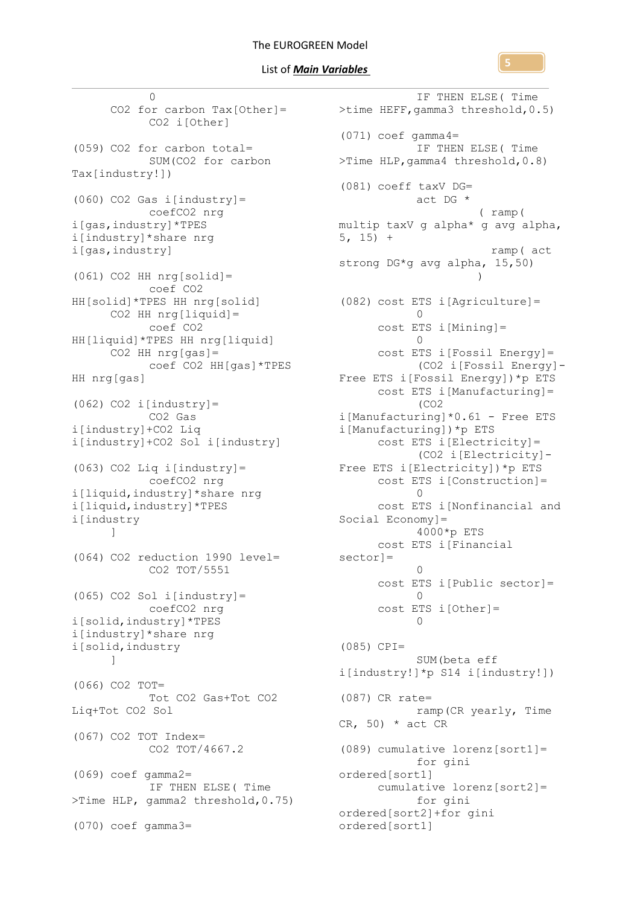```
          0
      CO2 for carbon Tax[Other]=
          CO2 i[Other]

(059) CO2 for carbon total=
          SUM(CO2 for carbon Tax[industry!])

(060) CO2 Gas i[industry]=
          coefCO2 nrg i[gas,industry]*TPES i[industry]*share nrg i[gas,industry]

(061) CO2 HH nrg[solid]=
          coef CO2 HH[solid]*TPES HH nrg[solid]
      CO2 HH nrg[liquid]=
          coef CO2 HH[liquid]*TPES HH nrg[liquid]
      CO2 HH nrg[gas]=
          coef CO2 HH[gas]*TPES HH nrg[gas]

(062) CO2 i[industry]=
          CO2 Gas i[industry]+CO2 Liq i[industry]+CO2 Sol i[industry]

(063) CO2 Liq i[industry]=
          coefCO2 nrg i[liquid,industry]*share nrg i[liquid,industry]*TPES i[industry
      ]

(064) CO2 reduction 1990 level=
          CO2 TOT/5551

(065) CO2 Sol i[industry]=
          coefCO2 nrg i[solid,industry]*TPES i[industry]*share nrg i[solid,industry
      ]

(066) CO2 TOT=
          Tot CO2 Gas+Tot CO2 Liq+Tot CO2 Sol

(067) CO2 TOT Index=
          CO2 TOT/4667.2

(069) coef gamma2=
          IF THEN ELSE( Time >Time HLP, gamma2 threshold,0.75)

(070) coef gamma3=
          IF THEN ELSE( Time >time HEFF,gamma3 threshold,0.5)

(071) coef gamma4=
          IF THEN ELSE( Time >Time HLP,gamma4 threshold,0.8)

(081) coeff taxV DG=
          act DG *
                    ( ramp( multip taxV g alpha* g avg alpha, 5, 15) +
                      ramp( act strong DG*g avg alpha, 15,50)
                    )

(082) cost ETS i[Agriculture]=
          0
      cost ETS i[Mining]=
          0
      cost ETS i[Fossil Energy]=
          (CO2 i[Fossil Energy]-Free ETS i[Fossil Energy])*p ETS
      cost ETS i[Manufacturing]=
          (CO2 i[Manufacturing]*0.61 - Free ETS i[Manufacturing])*p ETS
      cost ETS i[Electricity]=
          (CO2 i[Electricity]-Free ETS i[Electricity])*p ETS
      cost ETS i[Construction]=
          0
      cost ETS i[Nonfinancial and Social Economy]=
          4000*p ETS
      cost ETS i[Financial sector]=
          0
      cost ETS i[Public sector]=
          0
      cost ETS i[Other]=
          0

(085) CPI=
          SUM(beta eff i[industry!]*p S14 i[industry!])

(087) CR rate=
          ramp(CR yearly, Time CR, 50) * act CR

(089) cumulative lorenz[sort1]=
          for gini ordered[sort1]
      cumulative lorenz[sort2]=
          for gini ordered[sort2]+for gini ordered[sort1]
```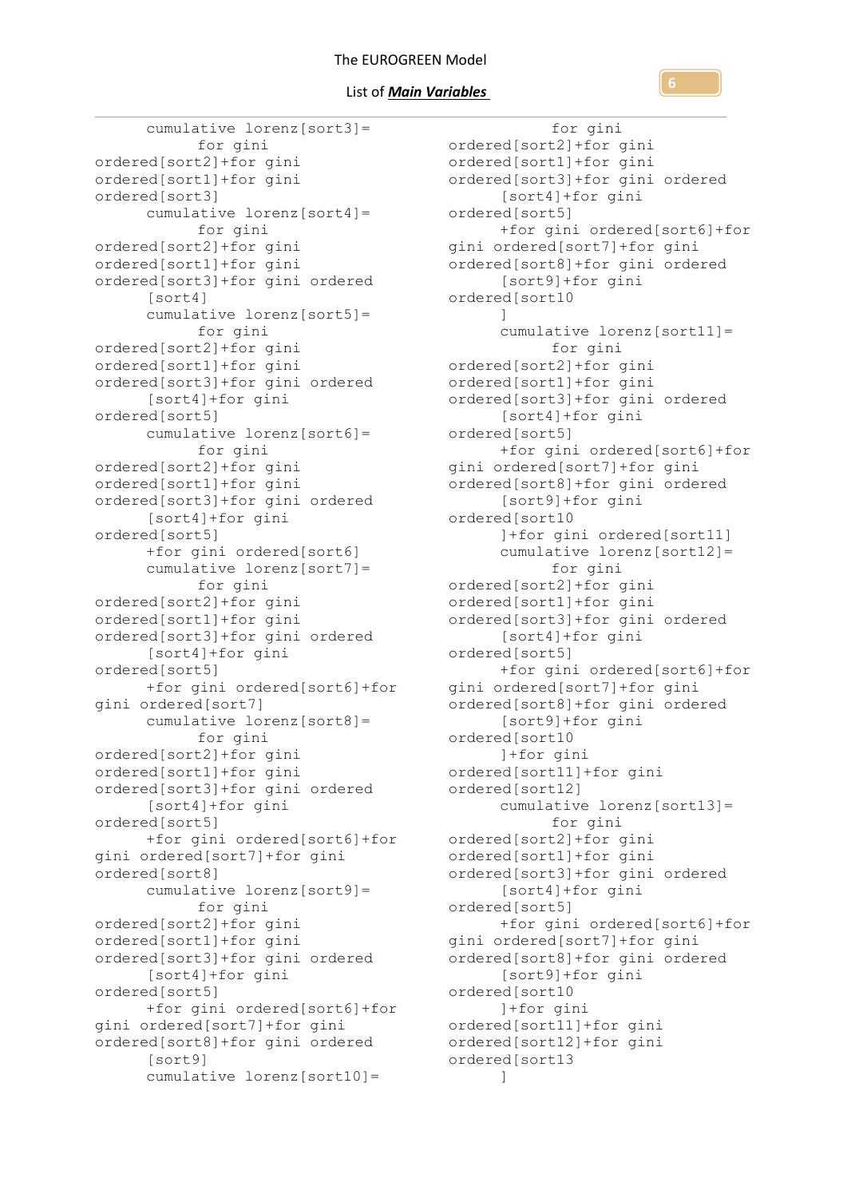```
cumulative lorenz[sort3]=
        for gini
ordered[sort2]+for gini
ordered[sort1]+for gini
ordered[sort3]
cumulative lorenz[sort4]=
        for gini
ordered[sort2]+for gini
ordered[sort1]+for gini
ordered[sort3]+for gini ordered
        [sort4]
cumulative lorenz[sort5]=
        for gini
ordered[sort2]+for gini
ordered[sort1]+for gini
ordered[sort3]+for gini ordered
        [sort4]+for gini
ordered[sort5]
cumulative lorenz[sort6]=
        for gini
ordered[sort2]+for gini
ordered[sort1]+for gini
ordered[sort3]+for gini ordered
        [sort4]+for gini
ordered[sort5]
        +for gini ordered[sort6]
cumulative lorenz[sort7]=
        for gini
ordered[sort2]+for gini
ordered[sort1]+for gini
ordered[sort3]+for gini ordered
        [sort4]+for gini
ordered[sort5]
        +for gini ordered[sort6]+for
gini ordered[sort7]
cumulative lorenz[sort8]=
        for gini
ordered[sort2]+for gini
ordered[sort1]+for gini
ordered[sort3]+for gini ordered
        [sort4]+for gini
ordered[sort5]
        +for gini ordered[sort6]+for
gini ordered[sort7]+for gini
ordered[sort8]
cumulative lorenz[sort9]=
        for gini
ordered[sort2]+for gini
ordered[sort1]+for gini
ordered[sort3]+for gini ordered
        [sort4]+for gini
ordered[sort5]
        +for gini ordered[sort6]+for
gini ordered[sort7]+for gini
ordered[sort8]+for gini ordered
        [sort9]
cumulative lorenz[sort10]=
        for gini
ordered[sort2]+for gini
ordered[sort1]+for gini
ordered[sort3]+for gini ordered
        [sort4]+for gini
ordered[sort5]
        +for gini ordered[sort6]+for
gini ordered[sort7]+for gini
ordered[sort8]+for gini ordered
        [sort9]+for gini
ordered[sort10
        ]
cumulative lorenz[sort11]=
        for gini
ordered[sort2]+for gini
ordered[sort1]+for gini
ordered[sort3]+for gini ordered
        [sort4]+for gini
ordered[sort5]
        +for gini ordered[sort6]+for
gini ordered[sort7]+for gini
ordered[sort8]+for gini ordered
        [sort9]+for gini
ordered[sort10
        ]+for gini ordered[sort11]
cumulative lorenz[sort12]=
        for gini
ordered[sort2]+for gini
ordered[sort1]+for gini
ordered[sort3]+for gini ordered
        [sort4]+for gini
ordered[sort5]
        +for gini ordered[sort6]+for
gini ordered[sort7]+for gini
ordered[sort8]+for gini ordered
        [sort9]+for gini
ordered[sort10
        ]+for gini
ordered[sort11]+for gini
ordered[sort12]
cumulative lorenz[sort13]=
        for gini
ordered[sort2]+for gini
ordered[sort1]+for gini
ordered[sort3]+for gini ordered
        [sort4]+for gini
ordered[sort5]
        +for gini ordered[sort6]+for
gini ordered[sort7]+for gini
ordered[sort8]+for gini ordered
        [sort9]+for gini
ordered[sort10
        ]+for gini
ordered[sort11]+for gini
ordered[sort12]+for gini
ordered[sort13
        ]
```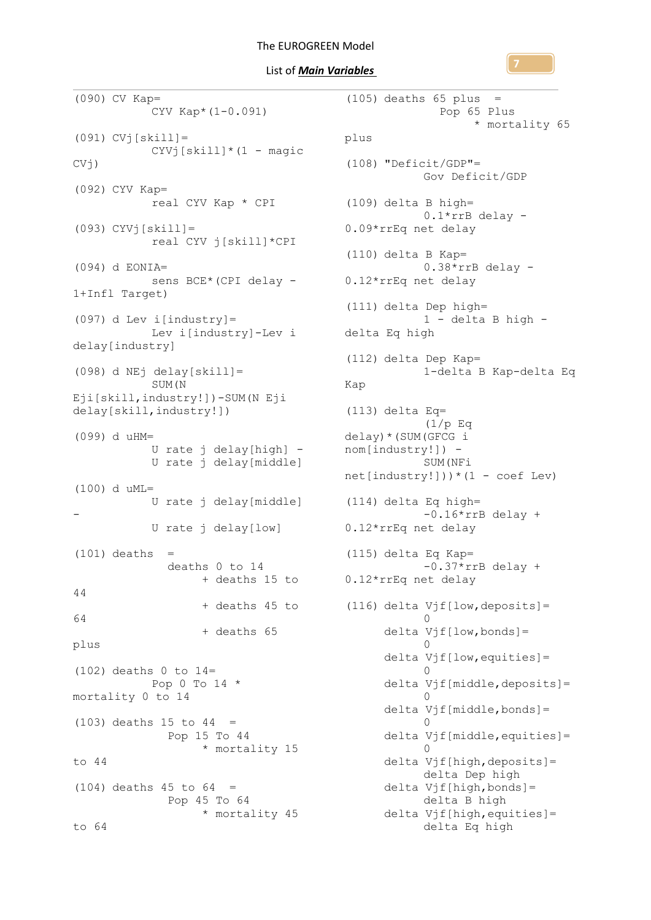```
(090) CV Kap=
          CYV Kap*(1-0.091)

(091) CVj[skill]=
          CYVj[skill]*(1 - magic CVj)

(092) CYV Kap=
          real CYV Kap * CPI

(093) CYVj[skill]=
          real CYV j[skill]*CPI

(094) d EONIA=
          sens BCE*(CPI delay - 1+Infl Target)

(097) d Lev i[industry]=
          Lev i[industry]-Lev i delay[industry]

(098) d NEj delay[skill]=
          SUM(N Eji[skill,industry!])-SUM(N Eji delay[skill,industry!])

(099) d uHM=
          U rate j delay[high] -
          U rate j delay[middle]

(100) d uML=
          U rate j delay[middle] -
          U rate j delay[low]

(101) deaths  =
            deaths 0 to 14
                + deaths 15 to 44
                + deaths 45 to 64
                + deaths 65 plus

(102) deaths 0 to 14=
          Pop 0 To 14 * mortality 0 to 14

(103) deaths 15 to 44  =
            Pop 15 To 44
                * mortality 15 to 44

(104) deaths 45 to 64  =
            Pop 45 To 64
                * mortality 45 to 64

(105) deaths 65 plus  =
            Pop 65 Plus
                * mortality 65 plus

(108) "Deficit/GDP"=
          Gov Deficit/GDP

(109) delta B high=
          0.1*rrB delay - 0.09*rrEq net delay

(110) delta B Kap=
          0.38*rrB delay - 0.12*rrEq net delay

(111) delta Dep high=
          1 - delta B high - delta Eq high

(112) delta Dep Kap=
          1-delta B Kap-delta Eq Kap

(113) delta Eq=
          (1/p Eq delay)*(SUM(GFCG i nom[industry!]) -
          SUM(NFi net[industry!]))*(1 - coef Lev)

(114) delta Eq high=
          -0.16*rrB delay + 0.12*rrEq net delay

(115) delta Eq Kap=
          -0.37*rrB delay + 0.12*rrEq net delay

(116) delta Vjf[low,deposits]=
          0
      delta Vjf[low,bonds]=
          0
      delta Vjf[low,equities]=
          0
      delta Vjf[middle,deposits]=
          0
      delta Vjf[middle,bonds]=
          0
      delta Vjf[middle,equities]=
          0
      delta Vjf[high,deposits]=
          delta Dep high
      delta Vjf[high,bonds]=
          delta B high
      delta Vjf[high,equities]=
          delta Eq high
```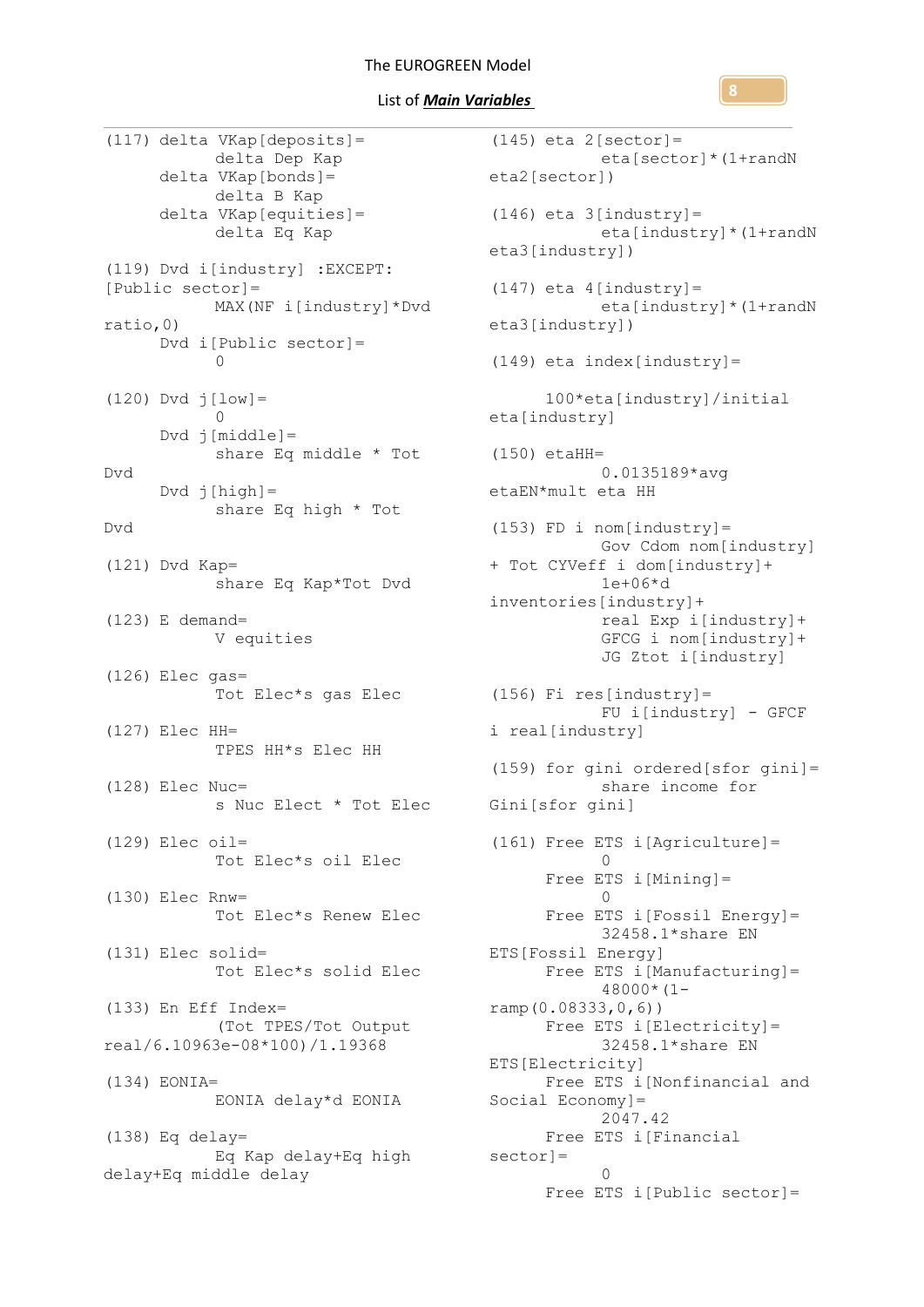```
(117) delta VKap[deposits]=
        delta Dep Kap
      delta VKap[bonds]=
        delta B Kap
      delta VKap[equities]=
        delta Eq Kap

(119) Dvd i[industry] :EXCEPT:
[Public sector]=
        MAX(NF i[industry]*Dvd
ratio,0)
      Dvd i[Public sector]=
        0

(120) Dvd j[low]=
        0
      Dvd j[middle]=
        share Eq middle * Tot
Dvd
      Dvd j[high]=
        share Eq high * Tot
Dvd

(121) Dvd Kap=
        share Eq Kap*Tot Dvd

(123) E demand=
        V equities

(126) Elec gas=
        Tot Elec*s gas Elec

(127) Elec HH=
        TPES HH*s Elec HH

(128) Elec Nuc=
        s Nuc Elect * Tot Elec

(129) Elec oil=
        Tot Elec*s oil Elec

(130) Elec Rnw=
        Tot Elec*s Renew Elec

(131) Elec solid=
        Tot Elec*s solid Elec

(133) En Eff Index=
        (Tot TPES/Tot Output
real/6.10963e-08*100)/1.19368

(134) EONIA=
        EONIA delay*d EONIA

(138) Eq delay=
        Eq Kap delay+Eq high
delay+Eq middle delay

(145) eta 2[sector]=
        eta[sector]*(1+randN
eta2[sector])

(146) eta 3[industry]=
        eta[industry]*(1+randN
eta3[industry])

(147) eta 4[industry]=
        eta[industry]*(1+randN
eta3[industry])

(149) eta index[industry]=

        100*eta[industry]/initial
eta[industry]

(150) etaHH=
        0.0135189*avg
etaEN*mult eta HH

(153) FD i nom[industry]=
        Gov Cdom nom[industry]
+ Tot CYVeff i dom[industry]+
        1e+06*d
inventories[industry]+
        real Exp i[industry]+
        GFCG i nom[industry]+
        JG Ztot i[industry]

(156) Fi res[industry]=
        FU i[industry] - GFCF
i real[industry]

(159) for gini ordered[sfor gini]=
        share income for
Gini[sfor gini]

(161) Free ETS i[Agriculture]=
        0
      Free ETS i[Mining]=
        0
      Free ETS i[Fossil Energy]=
        32458.1*share EN
ETS[Fossil Energy]
      Free ETS i[Manufacturing]=
        48000*(1-
ramp(0.08333,0,6))
      Free ETS i[Electricity]=
        32458.1*share EN
ETS[Electricity]
      Free ETS i[Nonfinancial and
Social Economy]=
        2047.42
      Free ETS i[Financial
sector]=
        0
      Free ETS i[Public sector]=
```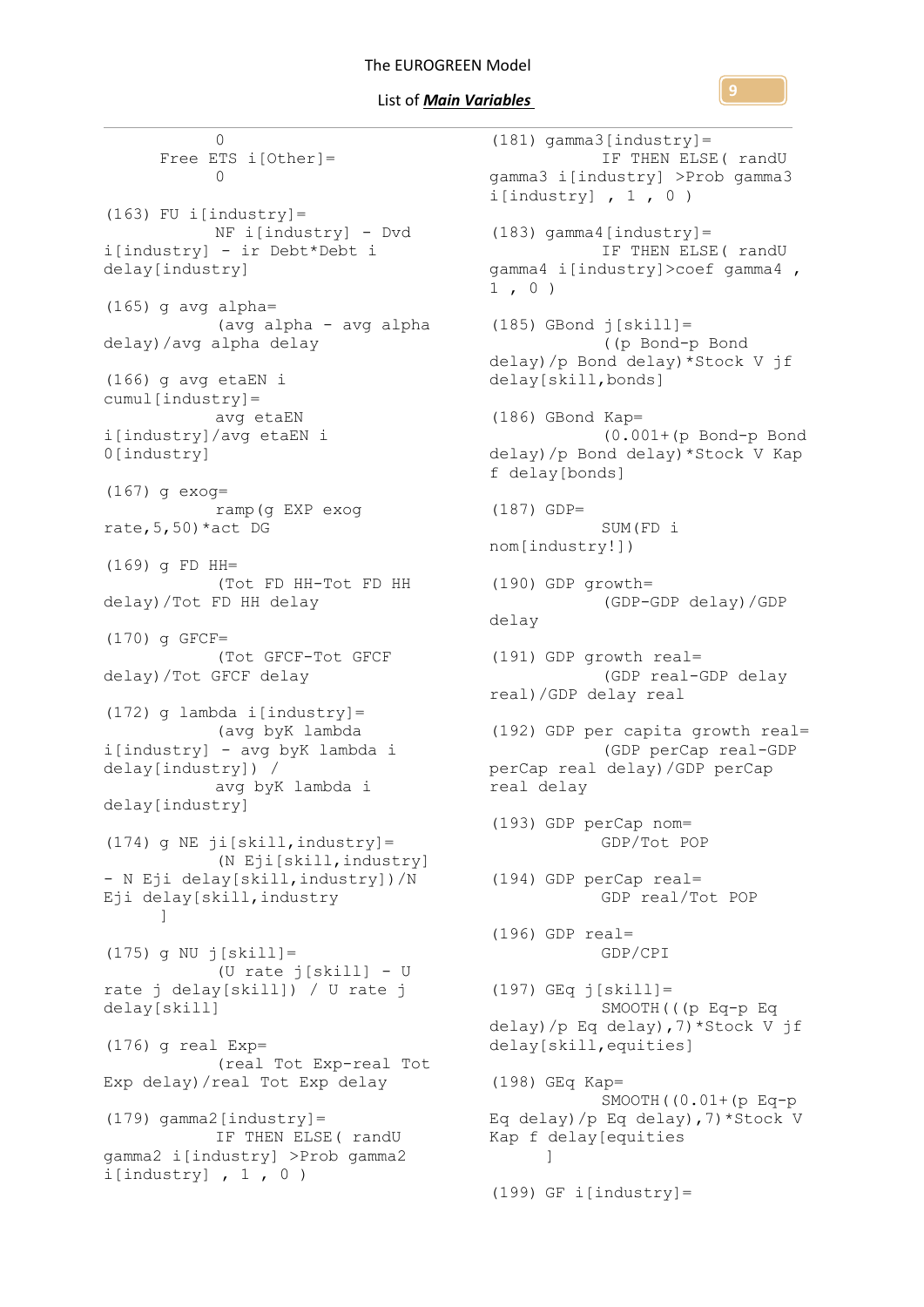```
            0
      Free ETS i[Other]=
            0

(163) FU i[industry]=
            NF i[industry] - Dvd
i[industry] - ir Debt*Debt i
delay[industry]

(165) g avg alpha=
            (avg alpha - avg alpha
delay)/avg alpha delay

(166) g avg etaEN i
cumul[industry]=
            avg etaEN
i[industry]/avg etaEN i
0[industry]

(167) g exog=
            ramp(g EXP exog
rate,5,50)*act DG

(169) g FD HH=
            (Tot FD HH-Tot FD HH
delay)/Tot FD HH delay

(170) g GFCF=
            (Tot GFCF-Tot GFCF
delay)/Tot GFCF delay

(172) g lambda i[industry]=
            (avg byK lambda
i[industry] - avg byK lambda i
delay[industry]) /
            avg byK lambda i
delay[industry]

(174) g NE ji[skill,industry]=
            (N Eji[skill,industry]
- N Eji delay[skill,industry])/N
Eji delay[skill,industry
      ]

(175) g NU j[skill]=
            (U rate j[skill] - U
rate j delay[skill]) / U rate j
delay[skill]

(176) g real Exp=
            (real Tot Exp-real Tot
Exp delay)/real Tot Exp delay

(179) gamma2[industry]=
            IF THEN ELSE( randU
gamma2 i[industry] >Prob gamma2
i[industry] , 1 , 0 )

(181) gamma3[industry]=
            IF THEN ELSE( randU
gamma3 i[industry] >Prob gamma3
i[industry] , 1 , 0 )

(183) gamma4[industry]=
            IF THEN ELSE( randU
gamma4 i[industry]>coef gamma4 ,
1 , 0 )

(185) GBond j[skill]=
            ((p Bond-p Bond
delay)/p Bond delay)*Stock V jf
delay[skill,bonds]

(186) GBond Kap=
            (0.001+(p Bond-p Bond
delay)/p Bond delay)*Stock V Kap
f delay[bonds]

(187) GDP=
            SUM(FD i
nom[industry!])

(190) GDP growth=
            (GDP-GDP delay)/GDP
delay

(191) GDP growth real=
            (GDP real-GDP delay
real)/GDP delay real

(192) GDP per capita growth real=
            (GDP perCap real-GDP
perCap real delay)/GDP perCap
real delay

(193) GDP perCap nom=
            GDP/Tot POP

(194) GDP perCap real=
            GDP real/Tot POP

(196) GDP real=
            GDP/CPI

(197) GEq j[skill]=
            SMOOTH(((p Eq-p Eq
delay)/p Eq delay),7)*Stock V jf
delay[skill,equities]

(198) GEq Kap=
            SMOOTH((0.01+(p Eq-p
Eq delay)/p Eq delay),7)*Stock V
Kap f delay[equities
      ]

(199) GF i[industry]=
```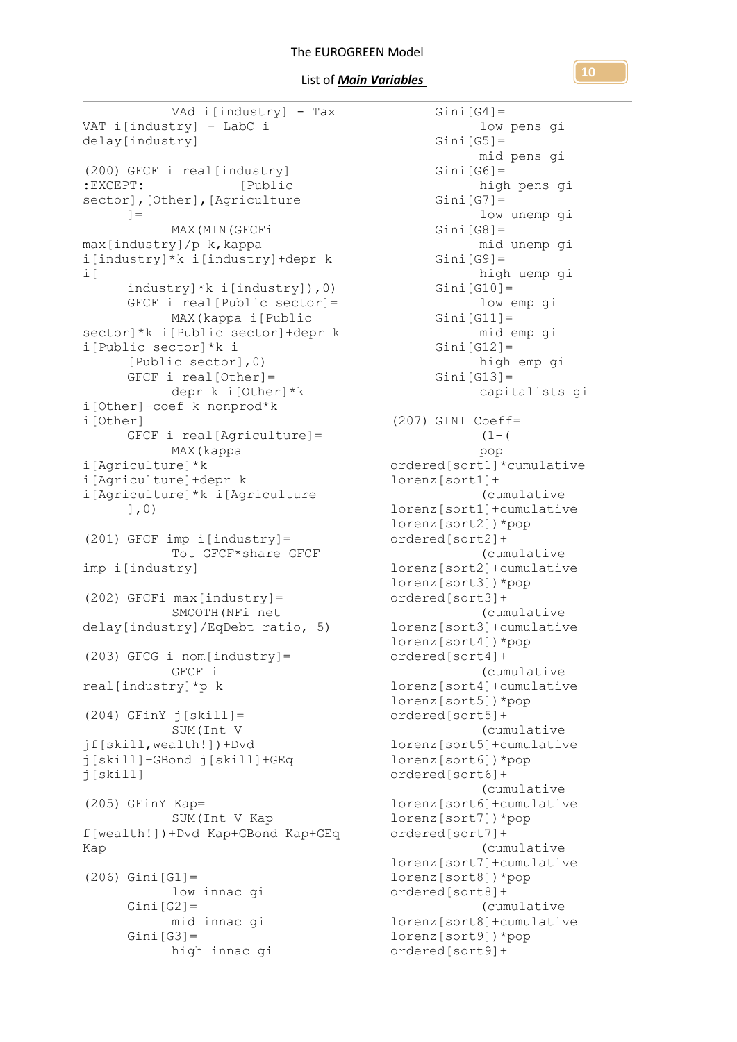```
            VAd i[industry] - Tax VAT i[industry] - LabC i delay[industry]

(200) GFCF i real[industry] :EXCEPT:          [Public sector],[Other],[Agriculture
      ]=
            MAX(MIN(GFCFi max[industry]/p k,kappa i[industry]*k i[industry]+depr k i[
      industry]*k i[industry]),0)
      GFCF i real[Public sector]=
            MAX(kappa i[Public sector]*k i[Public sector]+depr k i[Public sector]*k i
      [Public sector],0)
      GFCF i real[Other]=
            depr k i[Other]*k i[Other]+coef k nonprod*k i[Other]
      GFCF i real[Agriculture]=
            MAX(kappa i[Agriculture]*k i[Agriculture]+depr k i[Agriculture]*k i[Agriculture
      ],0)

(201) GFCF imp i[industry]=
            Tot GFCF*share GFCF imp i[industry]

(202) GFCFi max[industry]=
            SMOOTH(NFi net delay[industry]/EqDebt ratio, 5)

(203) GFCG i nom[industry]=
            GFCF i real[industry]*p k

(204) GFinY j[skill]=
            SUM(Int V jf[skill,wealth!])+Dvd j[skill]+GBond j[skill]+GEq j[skill]

(205) GFinY Kap=
            SUM(Int V Kap f[wealth!])+Dvd Kap+GBond Kap+GEq Kap

(206) Gini[G1]=
            low innac gi
      Gini[G2]=
            mid innac gi
      Gini[G3]=
            high innac gi
      Gini[G4]=
            low pens gi
      Gini[G5]=
            mid pens gi
      Gini[G6]=
            high pens gi
      Gini[G7]=
            low unemp gi
      Gini[G8]=
            mid unemp gi
      Gini[G9]=
            high uemp gi
      Gini[G10]=
            low emp gi
      Gini[G11]=
            mid emp gi
      Gini[G12]=
            high emp gi
      Gini[G13]=
            capitalists gi

(207) GINI Coeff=
            (1-(
            pop ordered[sort1]*cumulative lorenz[sort1]+
            (cumulative lorenz[sort1]+cumulative lorenz[sort2])*pop ordered[sort2]+
            (cumulative lorenz[sort2]+cumulative lorenz[sort3])*pop ordered[sort3]+
            (cumulative lorenz[sort3]+cumulative lorenz[sort4])*pop ordered[sort4]+
            (cumulative lorenz[sort4]+cumulative lorenz[sort5])*pop ordered[sort5]+
            (cumulative lorenz[sort5]+cumulative lorenz[sort6])*pop ordered[sort6]+
            (cumulative lorenz[sort6]+cumulative lorenz[sort7])*pop ordered[sort7]+
            (cumulative lorenz[sort7]+cumulative lorenz[sort8])*pop ordered[sort8]+
            (cumulative lorenz[sort8]+cumulative lorenz[sort9])*pop ordered[sort9]+
```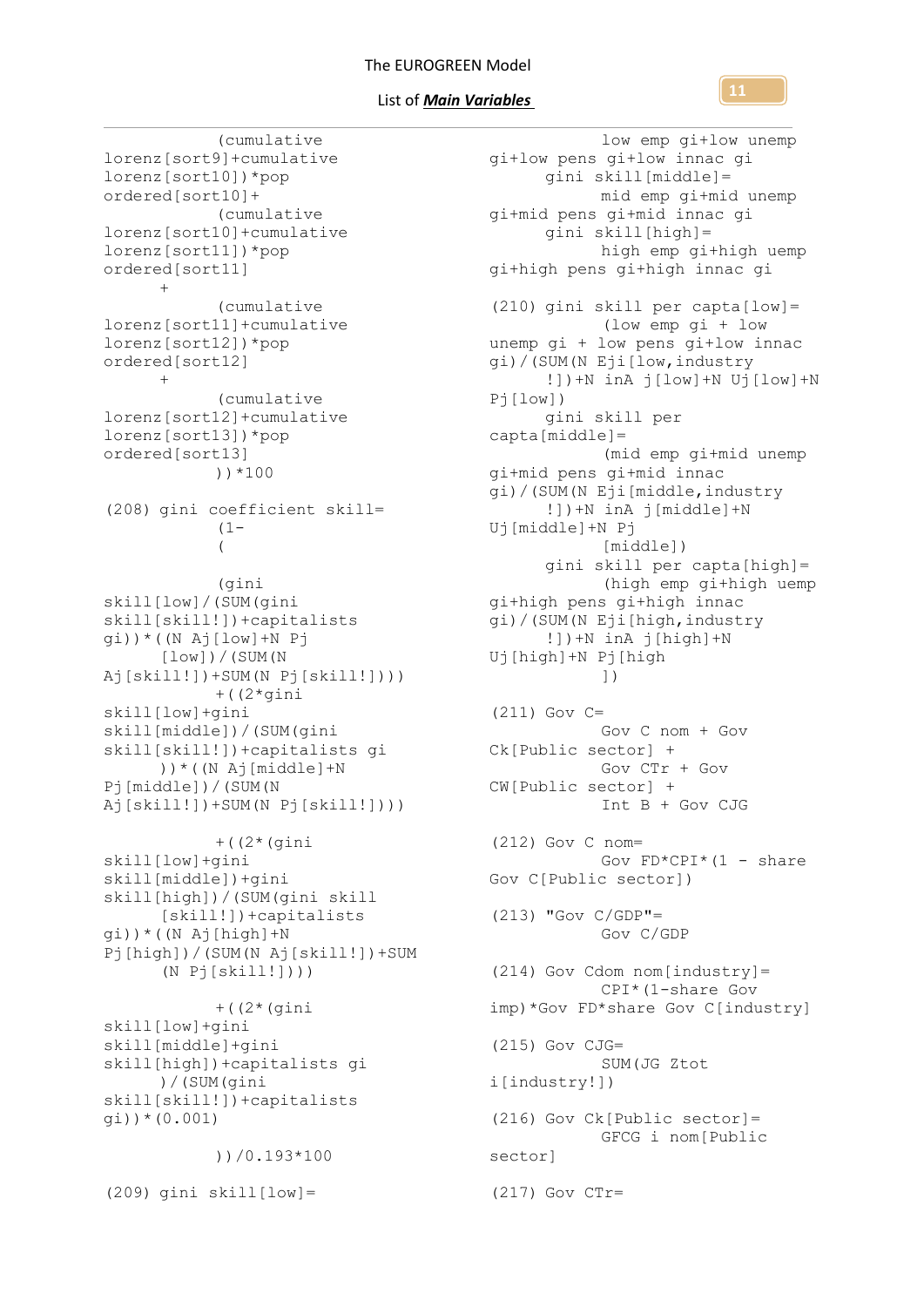```
            (cumulative
lorenz[sort9]+cumulative
lorenz[sort10])*pop
ordered[sort10]+
            (cumulative
lorenz[sort10]+cumulative
lorenz[sort11])*pop
ordered[sort11]
      +
            (cumulative
lorenz[sort11]+cumulative
lorenz[sort12])*pop
ordered[sort12]
      +
            (cumulative
lorenz[sort12]+cumulative
lorenz[sort13])*pop
ordered[sort13]
            ))*100

(208) gini coefficient skill=
            (1-
            (

            (gini
skill[low]/(SUM(gini
skill[skill!])+capitalists
gi))*((N Aj[low]+N Pj
      [low])/(SUM(N
Aj[skill!])+SUM(N Pj[skill!])))
            +((2*gini
skill[low]+gini
skill[middle])/(SUM(gini
skill[skill!])+capitalists gi
      ))*((N Aj[middle]+N
Pj[middle])/(SUM(N
Aj[skill!])+SUM(N Pj[skill!])))

            +((2*(gini
skill[low]+gini
skill[middle])+gini
skill[high])/(SUM(gini skill
      [skill!])+capitalists
gi))*((N Aj[high]+N
Pj[high])/(SUM(N Aj[skill!])+SUM
      (N Pj[skill!])))

            +((2*(gini
skill[low]+gini
skill[middle]+gini
skill[high])+capitalists gi
      )/(SUM(gini
skill[skill!])+capitalists
gi))*(0.001)

            ))/0.193*100

(209) gini skill[low]=
            low emp gi+low unemp
gi+low pens gi+low innac gi
      gini skill[middle]=
            mid emp gi+mid unemp
gi+mid pens gi+mid innac gi
      gini skill[high]=
            high emp gi+high uemp
gi+high pens gi+high innac gi

(210) gini skill per capta[low]=
            (low emp gi + low
unemp gi + low pens gi+low innac
gi)/(SUM(N Eji[low,industry
      !])+N inA j[low]+N Uj[low]+N
Pj[low])
      gini skill per
capta[middle]=
            (mid emp gi+mid unemp
gi+mid pens gi+mid innac
gi)/(SUM(N Eji[middle,industry
      !])+N inA j[middle]+N
Uj[middle]+N Pj
            [middle])
      gini skill per capta[high]=
            (high emp gi+high uemp
gi+high pens gi+high innac
gi)/(SUM(N Eji[high,industry
      !])+N inA j[high]+N
Uj[high]+N Pj[high
            ])

(211) Gov C=
            Gov C nom + Gov
Ck[Public sector] +
            Gov CTr + Gov
CW[Public sector] +
            Int B + Gov CJG

(212) Gov C nom=
            Gov FD*CPI*(1 - share
Gov C[Public sector])

(213) "Gov C/GDP"=
            Gov C/GDP

(214) Gov Cdom nom[industry]=
            CPI*(1-share Gov
imp)*Gov FD*share Gov C[industry]

(215) Gov CJG=
            SUM(JG Ztot
i[industry!])

(216) Gov Ck[Public sector]=
            GFCG i nom[Public
sector]

(217) Gov CTr=
```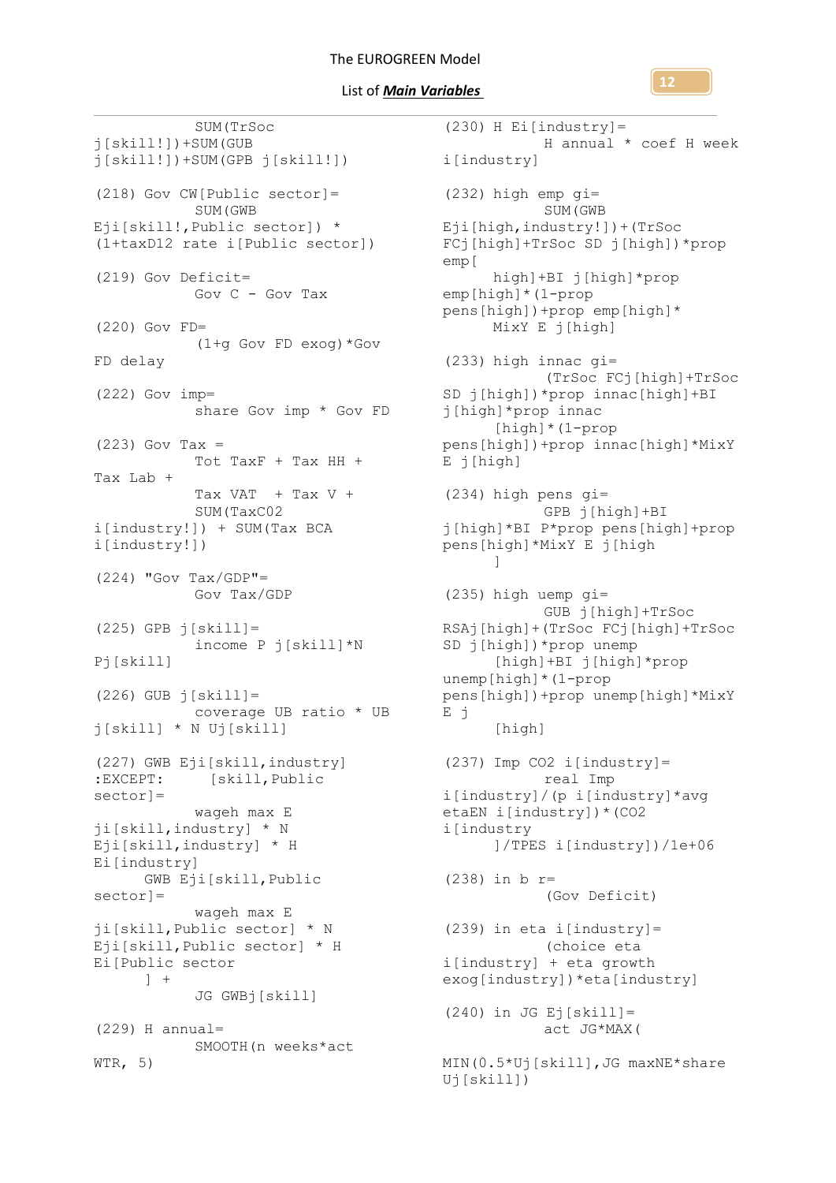```
SUM(TrSoc j[skill!])+SUM(GUB j[skill!])+SUM(GPB j[skill!])

(218) Gov CW[Public sector]=
        SUM(GWB Eji[skill!,Public sector]) * (1+taxD12 rate i[Public sector])

(219) Gov Deficit=
        Gov C - Gov Tax

(220) Gov FD=
        (1+g Gov FD exog)*Gov FD delay

(222) Gov imp=
        share Gov imp * Gov FD

(223) Gov Tax =
        Tot TaxF + Tax HH + Tax Lab +
        Tax VAT  + Tax V +
        SUM(TaxC02 i[industry!]) + SUM(Tax BCA i[industry!])

(224) "Gov Tax/GDP"=
        Gov Tax/GDP

(225) GPB j[skill]=
        income P j[skill]*N Pj[skill]

(226) GUB j[skill]=
        coverage UB ratio * UB j[skill] * N Uj[skill]

(227) GWB Eji[skill,industry] :EXCEPT:     [skill,Public sector]=
        wageh max E ji[skill,industry] * N Eji[skill,industry] * H Ei[industry]
      GWB Eji[skill,Public sector]=
        wageh max E ji[skill,Public sector] * N Eji[skill,Public sector] * H Ei[Public sector
      ] +
        JG GWBj[skill]

(229) H annual=
        SMOOTH(n weeks*act WTR, 5)

(230) H Ei[industry]=
        H annual * coef H week i[industry]

(232) high emp gi=
        SUM(GWB Eji[high,industry!])+(TrSoc FCj[high]+TrSoc SD j[high])*prop emp[
      high]+BI j[high]*prop emp[high]*(1-prop pens[high])+prop emp[high]*
      MixY E j[high]

(233) high innac gi=
        (TrSoc FCj[high]+TrSoc SD j[high])*prop innac[high]+BI j[high]*prop innac
      [high]*(1-prop pens[high])+prop innac[high]*MixY E j[high]

(234) high pens gi=
        GPB j[high]+BI j[high]*BI P*prop pens[high]+prop pens[high]*MixY E j[high
      ]

(235) high uemp gi=
        GUB j[high]+TrSoc RSAj[high]+(TrSoc FCj[high]+TrSoc SD j[high])*prop unemp
      [high]+BI j[high]*prop unemp[high]*(1-prop pens[high])+prop unemp[high]*MixY E j
      [high]

(237) Imp CO2 i[industry]=
        real Imp i[industry]/(p i[industry]*avg etaEN i[industry])*(CO2 i[industry
      ]/TPES i[industry])/1e+06

(238) in b r=
        (Gov Deficit)

(239) in eta i[industry]=
        (choice eta i[industry] + eta growth exog[industry])*eta[industry]

(240) in JG Ej[skill]=
        act JG*MAX(
        MIN(0.5*Uj[skill],JG maxNE*share Uj[skill])
```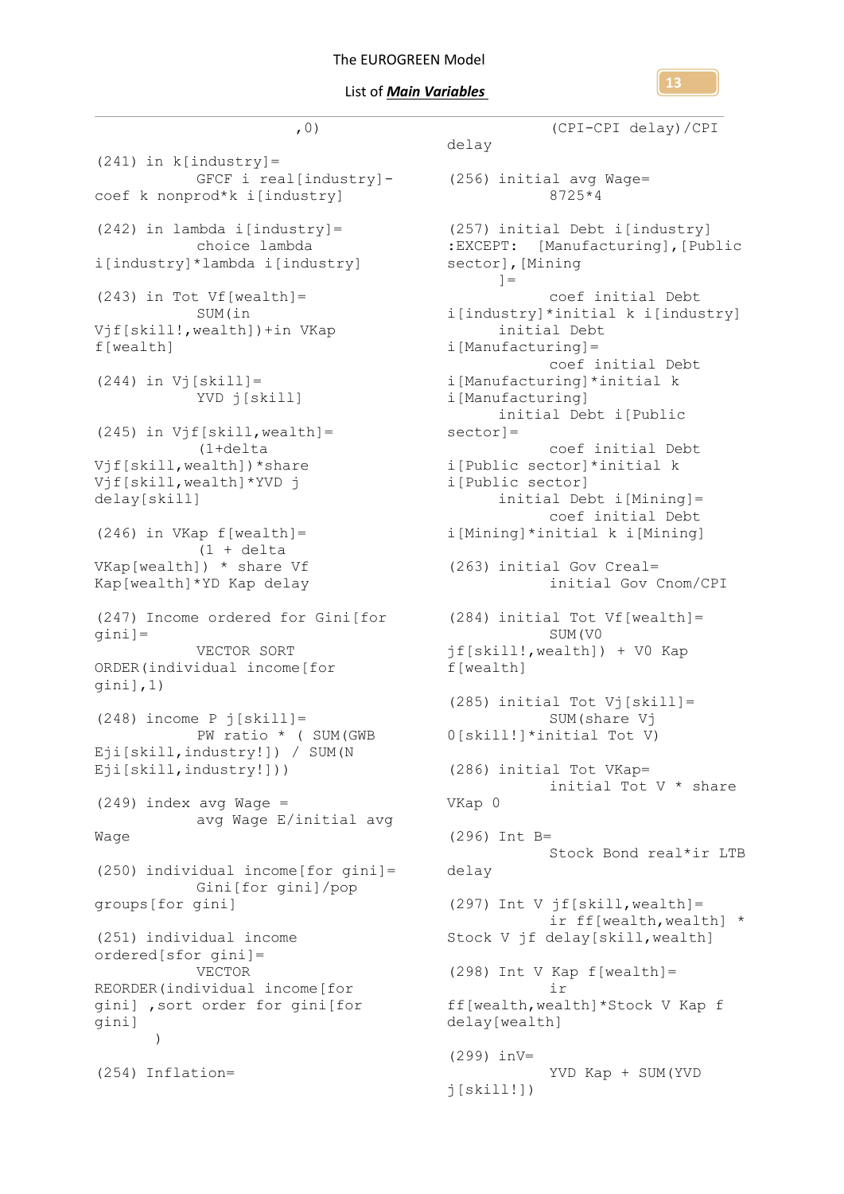```
,0)

(241) in k[industry]=
        GFCF i real[industry]-
coef k nonprod*k i[industry]

(242) in lambda i[industry]=
        choice lambda
i[industry]*lambda i[industry]

(243) in Tot Vf[wealth]=
        SUM(in
Vjf[skill!,wealth])+in VKap
f[wealth]

(244) in Vj[skill]=
        YVD j[skill]

(245) in Vjf[skill,wealth]=
        (1+delta
Vjf[skill,wealth])*share
Vjf[skill,wealth]*YVD j
delay[skill]

(246) in VKap f[wealth]=
        (1 + delta
VKap[wealth]) * share Vf
Kap[wealth]*YD Kap delay

(247) Income ordered for Gini[for
gini]=
        VECTOR SORT
ORDER(individual income[for
gini],1)

(248) income P j[skill]=
        PW ratio * ( SUM(GWB
Eji[skill,industry!]) / SUM(N
Eji[skill,industry!]))

(249) index avg Wage =
        avg Wage E/initial avg
Wage

(250) individual income[for gini]=
        Gini[for gini]/pop
groups[for gini]

(251) individual income
ordered[sfor gini]=
        VECTOR
REORDER(individual income[for
gini] ,sort order for gini[for
gini]
    )

(254) Inflation=
        (CPI-CPI delay)/CPI
delay

(256) initial avg Wage=
        8725*4

(257) initial Debt i[industry]
:EXCEPT:  [Manufacturing],[Public
sector],[Mining
     ]=
        coef initial Debt
i[industry]*initial k i[industry]
     initial Debt
i[Manufacturing]=
        coef initial Debt
i[Manufacturing]*initial k
i[Manufacturing]
     initial Debt i[Public
sector]=
        coef initial Debt
i[Public sector]*initial k
i[Public sector]
     initial Debt i[Mining]=
        coef initial Debt
i[Mining]*initial k i[Mining]

(263) initial Gov Creal=
        initial Gov Cnom/CPI

(284) initial Tot Vf[wealth]=
        SUM(V0
jf[skill!,wealth]) + V0 Kap
f[wealth]

(285) initial Tot Vj[skill]=
        SUM(share Vj
0[skill!]*initial Tot V)

(286) initial Tot VKap=
        initial Tot V * share
VKap 0

(296) Int B=
        Stock Bond real*ir LTB
delay

(297) Int V jf[skill,wealth]=
        ir ff[wealth,wealth] *
Stock V jf delay[skill,wealth]

(298) Int V Kap f[wealth]=
        ir
ff[wealth,wealth]*Stock V Kap f
delay[wealth]

(299) inV=
        YVD Kap + SUM(YVD
j[skill!])
```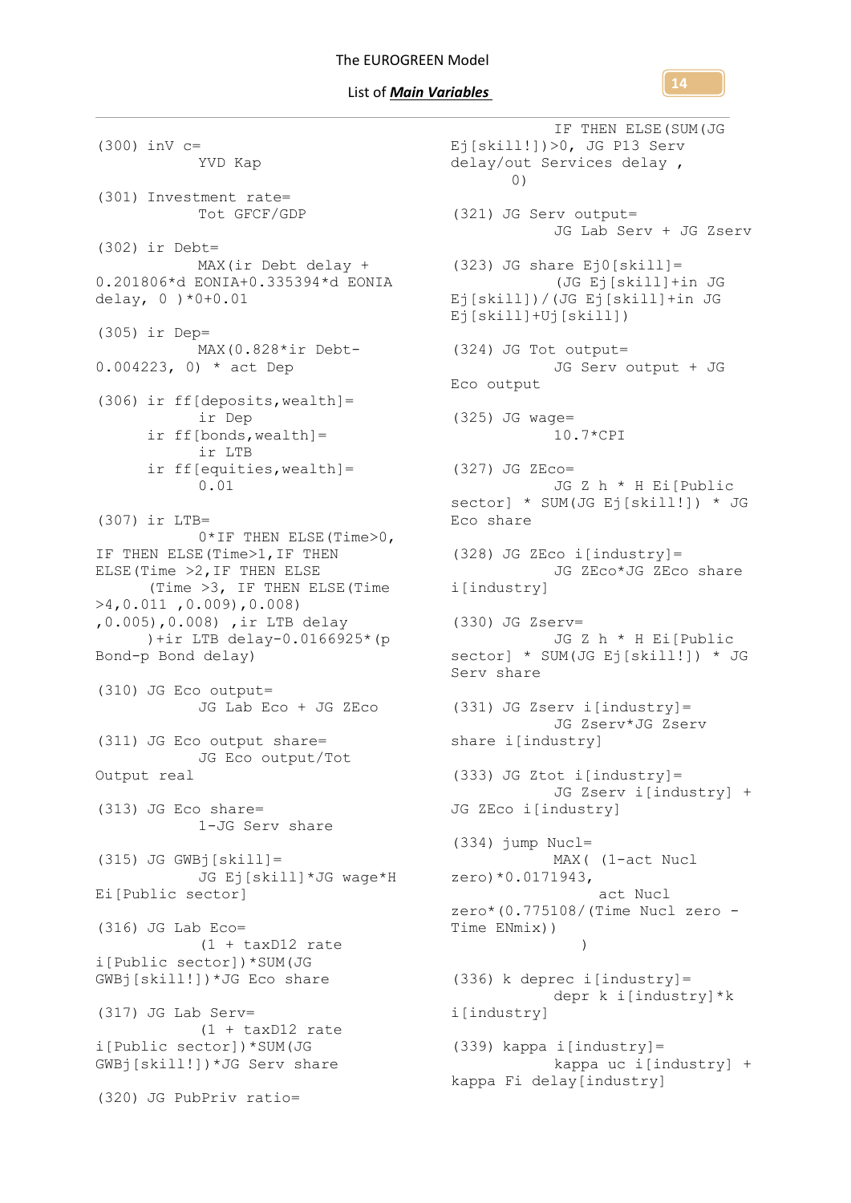```
(300) inV c=
        YVD Kap

(301) Investment rate=
        Tot GFCF/GDP

(302) ir Debt=
        MAX(ir Debt delay +
0.201806*d EONIA+0.335394*d EONIA
delay, 0 )*0+0.01

(305) ir Dep=
        MAX(0.828*ir Debt-
0.004223, 0) * act Dep

(306) ir ff[deposits,wealth]=
        ir Dep
    ir ff[bonds,wealth]=
        ir LTB
    ir ff[equities,wealth]=
        0.01

(307) ir LTB=
        0*IF THEN ELSE(Time>0,
IF THEN ELSE(Time>1,IF THEN
ELSE(Time >2,IF THEN ELSE
    (Time >3, IF THEN ELSE(Time
>4,0.011 ,0.009),0.008)
,0.005),0.008) ,ir LTB delay
    )+ir LTB delay-0.0166925*(p
Bond-p Bond delay)

(310) JG Eco output=
        JG Lab Eco + JG ZEco

(311) JG Eco output share=
        JG Eco output/Tot
Output real

(313) JG Eco share=
        1-JG Serv share

(315) JG GWBj[skill]=
        JG Ej[skill]*JG wage*H
Ei[Public sector]

(316) JG Lab Eco=
        (1 + taxD12 rate
i[Public sector])*SUM(JG
GWBj[skill!])*JG Eco share

(317) JG Lab Serv=
        (1 + taxD12 rate
i[Public sector])*SUM(JG
GWBj[skill!])*JG Serv share

(320) JG PubPriv ratio=
        IF THEN ELSE(SUM(JG
Ej[skill!])>0, JG P13 Serv
delay/out Services delay ,
    0)

(321) JG Serv output=
        JG Lab Serv + JG Zserv

(323) JG share Ej0[skill]=
        (JG Ej[skill]+in JG
Ej[skill])/(JG Ej[skill]+in JG
Ej[skill]+Uj[skill])

(324) JG Tot output=
        JG Serv output + JG
Eco output

(325) JG wage=
        10.7*CPI

(327) JG ZEco=
        JG Z h * H Ei[Public
sector] * SUM(JG Ej[skill!]) * JG
Eco share

(328) JG ZEco i[industry]=
        JG ZEco*JG ZEco share
i[industry]

(330) JG Zserv=
        JG Z h * H Ei[Public
sector] * SUM(JG Ej[skill!]) * JG
Serv share

(331) JG Zserv i[industry]=
        JG Zserv*JG Zserv
share i[industry]

(333) JG Ztot i[industry]=
        JG Zserv i[industry] +
JG ZEco i[industry]

(334) jump Nucl=
        MAX( (1-act Nucl
zero)*0.0171943,
            act Nucl
zero*(0.775108/(Time Nucl zero -
Time ENmix))
            )

(336) k deprec i[industry]=
        depr k i[industry]*k
i[industry]

(339) kappa i[industry]=
        kappa uc i[industry] +
kappa Fi delay[industry]
```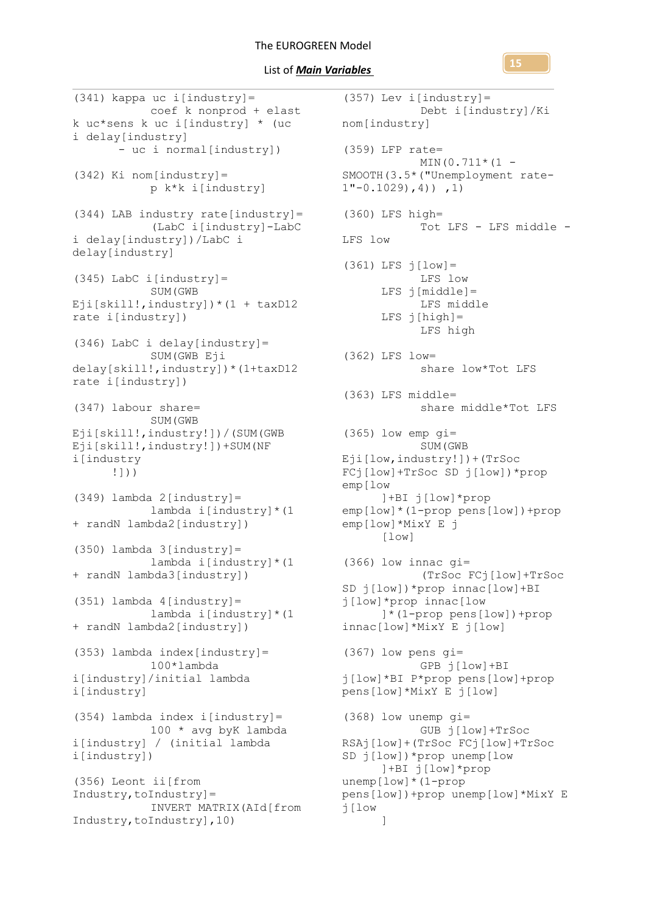```
(341) kappa uc i[industry]=
          coef k nonprod + elast
k uc*sens k uc i[industry] * (uc
i delay[industry]
      - uc i normal[industry])

(342) Ki nom[industry]=
          p k*k i[industry]

(344) LAB industry rate[industry]=
          (LabC i[industry]-LabC
i delay[industry])/LabC i
delay[industry]

(345) LabC i[industry]=
          SUM(GWB
Eji[skill!,industry])*(1 + taxD12
rate i[industry])

(346) LabC i delay[industry]=
          SUM(GWB Eji
delay[skill!,industry])*(1+taxD12
rate i[industry])

(347) labour share=
          SUM(GWB
Eji[skill!,industry!])/(SUM(GWB
Eji[skill!,industry!])+SUM(NF
i[industry
      !]))

(349) lambda 2[industry]=
          lambda i[industry]*(1
+ randN lambda2[industry])

(350) lambda 3[industry]=
          lambda i[industry]*(1
+ randN lambda3[industry])

(351) lambda 4[industry]=
          lambda i[industry]*(1
+ randN lambda2[industry])

(353) lambda index[industry]=
          100*lambda
i[industry]/initial lambda
i[industry]

(354) lambda index i[industry]=
          100 * avg byK lambda
i[industry] / (initial lambda
i[industry])

(356) Leont ii[from
Industry,toIndustry]=
          INVERT MATRIX(AId[from
Industry,toIndustry],10)

(357) Lev i[industry]=
          Debt i[industry]/Ki
nom[industry]

(359) LFP rate=
          MIN(0.711*(1 -
SMOOTH(3.5*("Unemployment rate-
1"-0.1029),4)) ,1)

(360) LFS high=
          Tot LFS - LFS middle -
LFS low

(361) LFS j[low]=
          LFS low
      LFS j[middle]=
          LFS middle
      LFS j[high]=
          LFS high

(362) LFS low=
          share low*Tot LFS

(363) LFS middle=
          share middle*Tot LFS

(365) low emp gi=
          SUM(GWB
Eji[low,industry!])+(TrSoc
FCj[low]+TrSoc SD j[low])*prop
emp[low
      ]+BI j[low]*prop
emp[low]*(1-prop pens[low])+prop
emp[low]*MixY E j
      [low]

(366) low innac gi=
          (TrSoc FCj[low]+TrSoc
SD j[low])*prop innac[low]+BI
j[low]*prop innac[low
      ]*(1-prop pens[low])+prop
innac[low]*MixY E j[low]

(367) low pens gi=
          GPB j[low]+BI
j[low]*BI P*prop pens[low]+prop
pens[low]*MixY E j[low]

(368) low unemp gi=
          GUB j[low]+TrSoc
RSAj[low]+(TrSoc FCj[low]+TrSoc
SD j[low])*prop unemp[low
      ]+BI j[low]*prop
unemp[low]*(1-prop
pens[low])+prop unemp[low]*MixY E
j[low
      ]
```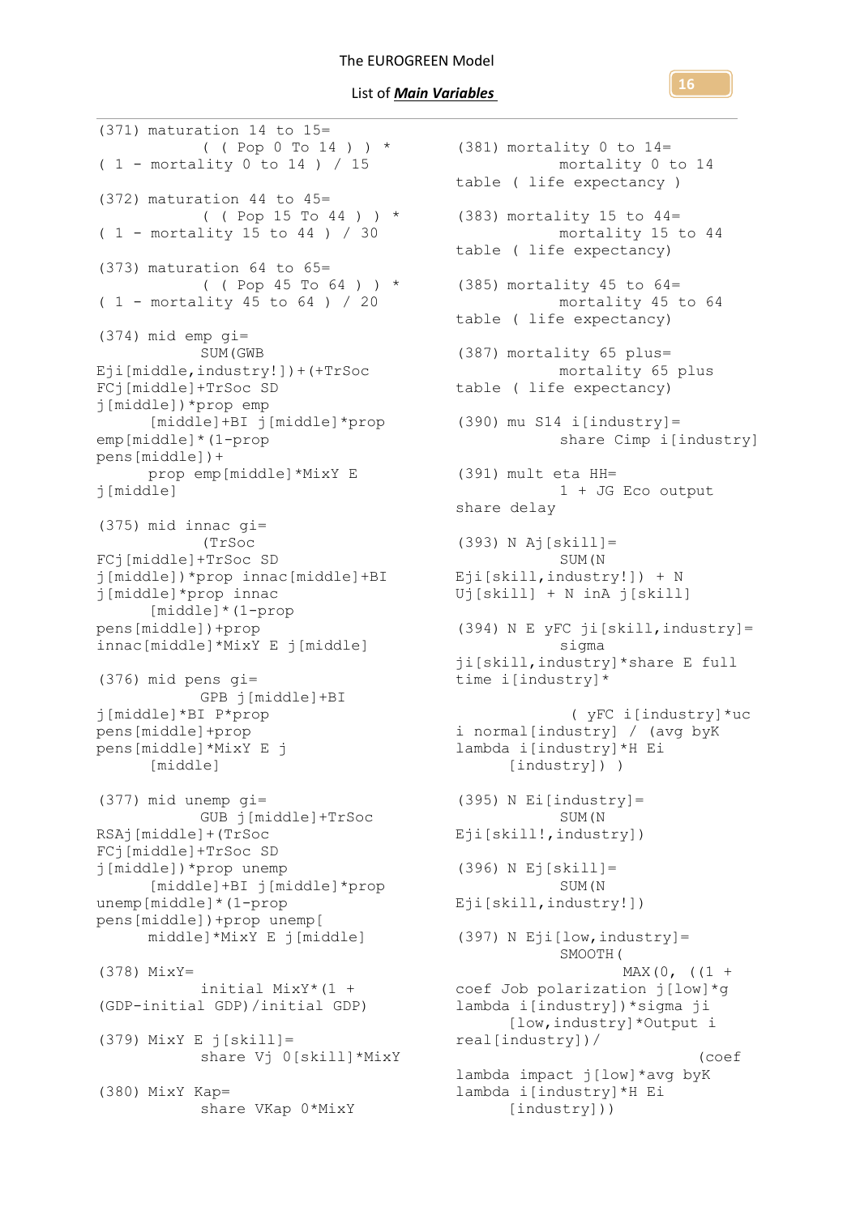```
(371) maturation 14 to 15=
          ( ( Pop 0 To 14 ) ) *
( 1 - mortality 0 to 14 ) / 15

(372) maturation 44 to 45=
          ( ( Pop 15 To 44 ) ) *
( 1 - mortality 15 to 44 ) / 30

(373) maturation 64 to 65=
          ( ( Pop 45 To 64 ) ) *
( 1 - mortality 45 to 64 ) / 20

(374) mid emp gi=
          SUM(GWB
Eji[middle,industry!])+(+TrSoc
FCj[middle]+TrSoc SD
j[middle])*prop emp
      [middle]+BI j[middle]*prop
emp[middle]*(1-prop
pens[middle])+
      prop emp[middle]*MixY E
j[middle]

(375) mid innac gi=
          (TrSoc
FCj[middle]+TrSoc SD
j[middle])*prop innac[middle]+BI
j[middle]*prop innac
      [middle]*(1-prop
pens[middle])+prop
innac[middle]*MixY E j[middle]

(376) mid pens gi=
          GPB j[middle]+BI
j[middle]*BI P*prop
pens[middle]+prop
pens[middle]*MixY E j
      [middle]

(377) mid unemp gi=
          GUB j[middle]+TrSoc
RSAj[middle]+(TrSoc
FCj[middle]+TrSoc SD
j[middle])*prop unemp
      [middle]+BI j[middle]*prop
unemp[middle]*(1-prop
pens[middle])+prop unemp[
      middle]*MixY E j[middle]

(378) MixY=
          initial MixY*(1 +
(GDP-initial GDP)/initial GDP)

(379) MixY E j[skill]=
          share Vj 0[skill]*MixY

(380) MixY Kap=
          share VKap 0*MixY

(381) mortality 0 to 14=
          mortality 0 to 14
table ( life expectancy )

(383) mortality 15 to 44=
          mortality 15 to 44
table ( life expectancy)

(385) mortality 45 to 64=
          mortality 45 to 64
table ( life expectancy)

(387) mortality 65 plus=
          mortality 65 plus
table ( life expectancy)

(390) mu S14 i[industry]=
          share Cimp i[industry]

(391) mult eta HH=
          1 + JG Eco output
share delay

(393) N Aj[skill]=
          SUM(N
Eji[skill,industry!]) + N
Uj[skill] + N inA j[skill]

(394) N E yFC ji[skill,industry]=
          sigma
ji[skill,industry]*share E full
time i[industry]*

           ( yFC i[industry]*uc
i normal[industry] / (avg byK
lambda i[industry]*H Ei
      [industry]) )

(395) N Ei[industry]=
          SUM(N
Eji[skill!,industry])

(396) N Ej[skill]=
          SUM(N
Eji[skill,industry!])

(397) N Eji[low,industry]=
          SMOOTH(
                MAX(0, ((1 +
coef Job polarization j[low]*g
lambda i[industry])*sigma ji
      [low,industry]*Output i
real[industry])/
                              (coef
lambda impact j[low]*avg byK
lambda i[industry]*H Ei
      [industry]))
```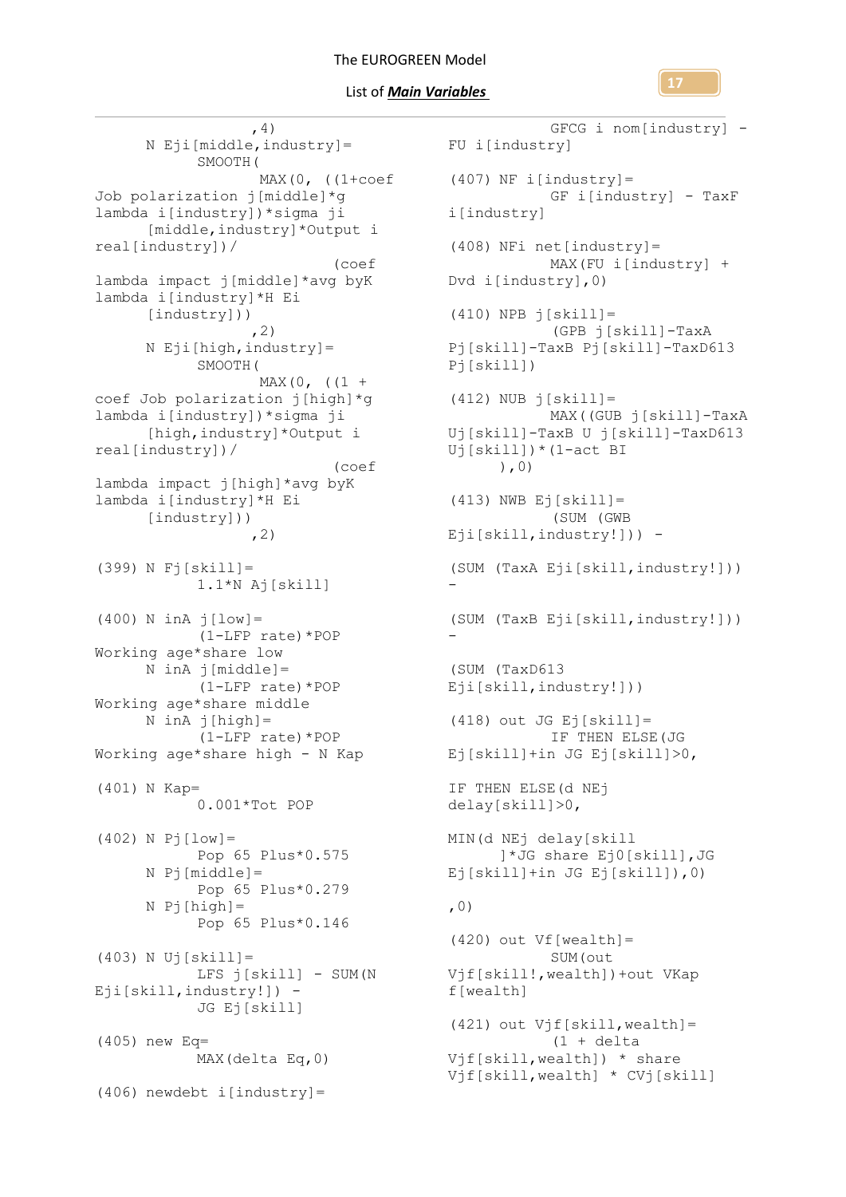```
                ,4)
      N Eji[middle,industry]=
            SMOOTH(
                  MAX(0, ((1+coef
Job polarization j[middle]*g
lambda i[industry])*sigma ji
      [middle,industry]*Output i
real[industry])/
                        (coef
lambda impact j[middle]*avg byK
lambda i[industry]*H Ei
      [industry]))
                ,2)
      N Eji[high,industry]=
            SMOOTH(
                  MAX(0, ((1 +
coef Job polarization j[high]*g
lambda i[industry])*sigma ji
      [high,industry]*Output i
real[industry])/
                        (coef
lambda impact j[high]*avg byK
lambda i[industry]*H Ei
      [industry]))
                ,2)

(399) N Fj[skill]=
            1.1*N Aj[skill]

(400) N inA j[low]=
            (1-LFP rate)*POP
Working age*share low
      N inA j[middle]=
            (1-LFP rate)*POP
Working age*share middle
      N inA j[high]=
            (1-LFP rate)*POP
Working age*share high - N Kap

(401) N Kap=
            0.001*Tot POP

(402) N Pj[low]=
            Pop 65 Plus*0.575
      N Pj[middle]=
            Pop 65 Plus*0.279
      N Pj[high]=
            Pop 65 Plus*0.146

(403) N Uj[skill]=
            LFS j[skill] - SUM(N
Eji[skill,industry!]) -
            JG Ej[skill]

(405) new Eq=
            MAX(delta Eq,0)

(406) newdebt i[industry]=
            GFCG i nom[industry] -
FU i[industry]

(407) NF i[industry]=
            GF i[industry] - TaxF
i[industry]

(408) NFi net[industry]=
            MAX(FU i[industry] +
Dvd i[industry],0)

(410) NPB j[skill]=
            (GPB j[skill]-TaxA
Pj[skill]-TaxB Pj[skill]-TaxD613
Pj[skill])

(412) NUB j[skill]=
            MAX((GUB j[skill]-TaxA
Uj[skill]-TaxB U j[skill]-TaxD613
Uj[skill])*(1-act BI
      ),0)

(413) NWB Ej[skill]=
            (SUM (GWB
Eji[skill,industry!])) -

(SUM (TaxA Eji[skill,industry!]))
-

(SUM (TaxB Eji[skill,industry!]))
-

(SUM (TaxD613
Eji[skill,industry!]))

(418) out JG Ej[skill]=
            IF THEN ELSE(JG
Ej[skill]+in JG Ej[skill]>0,

IF THEN ELSE(d NEj
delay[skill]>0,

MIN(d NEj delay[skill
      ]*JG share Ej0[skill],JG
Ej[skill]+in JG Ej[skill]),0)

,0)

(420) out Vf[wealth]=
            SUM(out
Vjf[skill!,wealth])+out VKap
f[wealth]

(421) out Vjf[skill,wealth]=
            (1 + delta
Vjf[skill,wealth]) * share
Vjf[skill,wealth] * CVj[skill]
```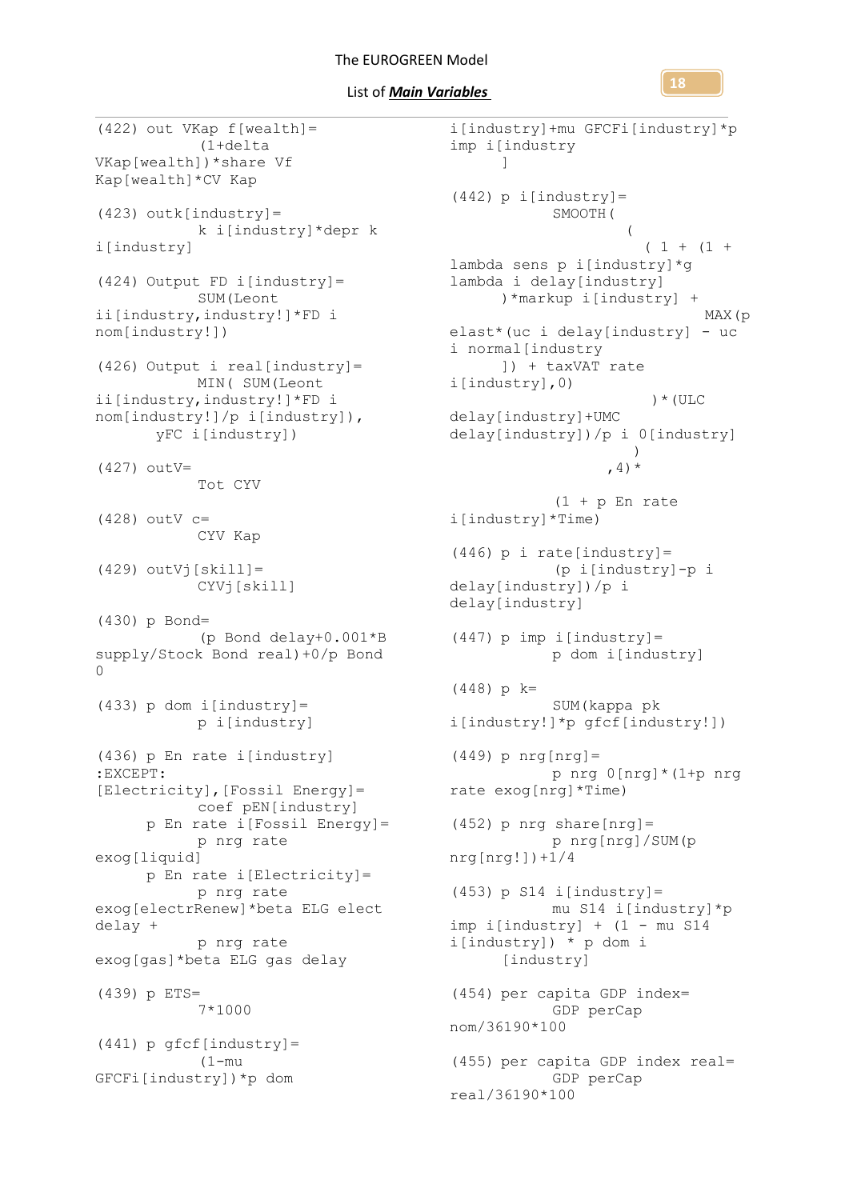```
(422) out VKap f[wealth]=
          (1+delta
VKap[wealth])*share Vf
Kap[wealth]*CV Kap

(423) outk[industry]=
          k i[industry]*depr k
i[industry]

(424) Output FD i[industry]=
          SUM(Leont
ii[industry,industry!]*FD i
nom[industry!])

(426) Output i real[industry]=
          MIN( SUM(Leont
ii[industry,industry!]*FD i
nom[industry!]/p i[industry]),
      yFC i[industry])

(427) outV=
          Tot CYV

(428) outV c=
          CYV Kap

(429) outVj[skill]=
          CYVj[skill]

(430) p Bond=
          (p Bond delay+0.001*B
supply/Stock Bond real)+0/p Bond
0

(433) p dom i[industry]=
          p i[industry]

(436) p En rate i[industry]
:EXCEPT:
[Electricity],[Fossil Energy]=
          coef pEN[industry]
      p En rate i[Fossil Energy]=
          p nrg rate
exog[liquid]
      p En rate i[Electricity]=
          p nrg rate
exog[electrRenew]*beta ELG elect
delay +
          p nrg rate
exog[gas]*beta ELG gas delay

(439) p ETS=
          7*1000

(441) p gfcf[industry]=
          (1-mu
GFCFi[industry])*p dom
i[industry]+mu GFCFi[industry]*p
imp i[industry
      ]

(442) p i[industry]=
          SMOOTH(
                (
                  ( 1 + (1 +
lambda sens p i[industry]*g
lambda i delay[industry]
      )*markup i[industry] +
                              MAX(p
elast*(uc i delay[industry] - uc
i normal[industry
      ]) + taxVAT rate
i[industry],0)
                  )*(ULC
delay[industry]+UMC
delay[industry])/p i 0[industry]
                )
              ,4)*

          (1 + p En rate
i[industry]*Time)

(446) p i rate[industry]=
          (p i[industry]-p i
delay[industry])/p i
delay[industry]

(447) p imp i[industry]=
          p dom i[industry]

(448) p k=
          SUM(kappa pk
i[industry!]*p gfcf[industry!])

(449) p nrg[nrg]=
          p nrg 0[nrg]*(1+p nrg
rate exog[nrg]*Time)

(452) p nrg share[nrg]=
          p nrg[nrg]/SUM(p
nrg[nrg!])+1/4

(453) p S14 i[industry]=
          mu S14 i[industry]*p
imp i[industry] + (1 - mu S14
i[industry]) * p dom i
      [industry]

(454) per capita GDP index=
          GDP perCap
nom/36190*100

(455) per capita GDP index real=
          GDP perCap
real/36190*100
```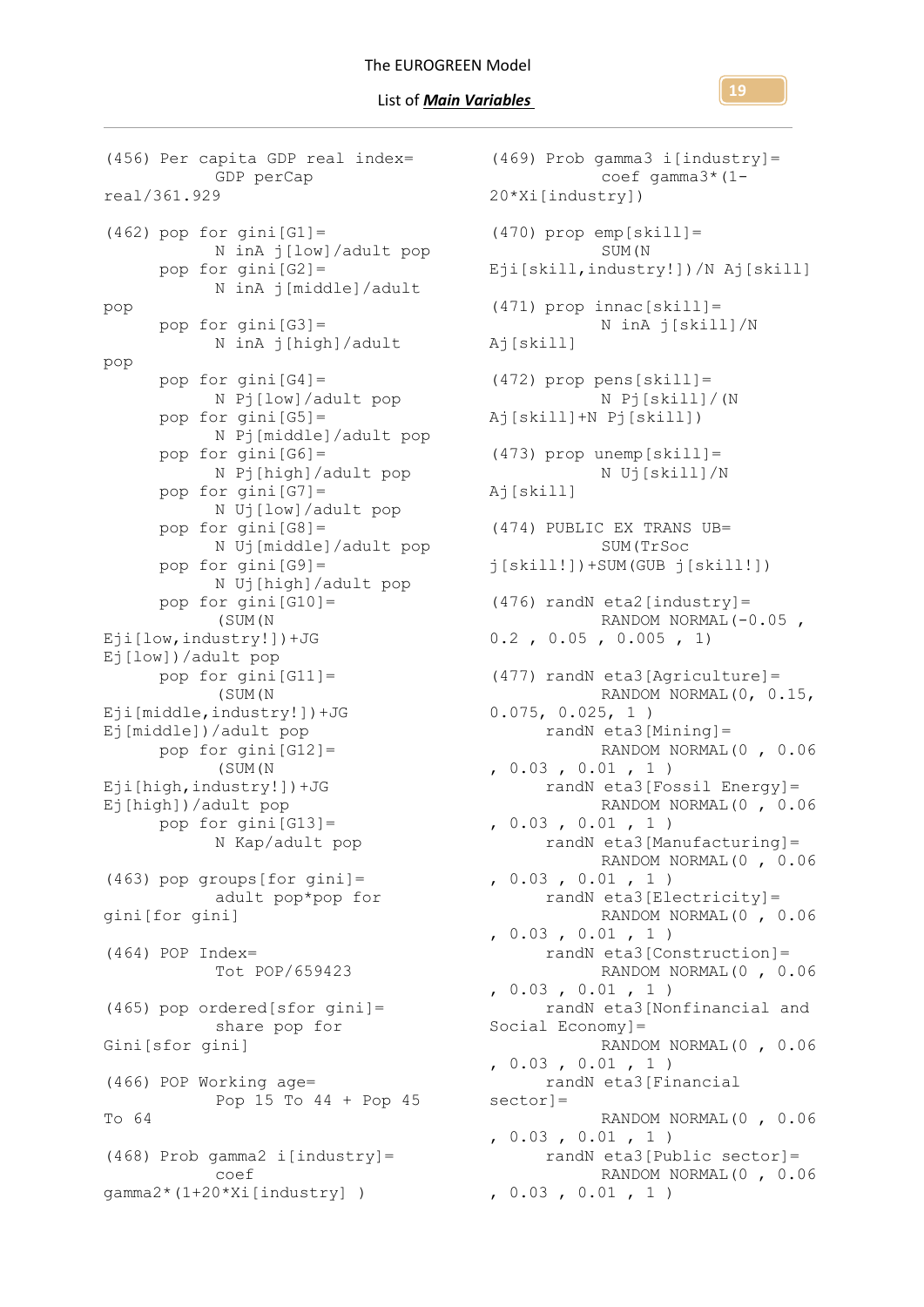```
(456) Per capita GDP real index=
        GDP perCap real/361.929

(462) pop for gini[G1]=
        N inA j[low]/adult pop
      pop for gini[G2]=
        N inA j[middle]/adult pop
      pop for gini[G3]=
        N inA j[high]/adult pop
      pop for gini[G4]=
        N Pj[low]/adult pop
      pop for gini[G5]=
        N Pj[middle]/adult pop
      pop for gini[G6]=
        N Pj[high]/adult pop
      pop for gini[G7]=
        N Uj[low]/adult pop
      pop for gini[G8]=
        N Uj[middle]/adult pop
      pop for gini[G9]=
        N Uj[high]/adult pop
      pop for gini[G10]=
        (SUM(N Eji[low,industry!])+JG Ej[low])/adult pop
      pop for gini[G11]=
        (SUM(N Eji[middle,industry!])+JG Ej[middle])/adult pop
      pop for gini[G12]=
        (SUM(N Eji[high,industry!])+JG Ej[high])/adult pop
      pop for gini[G13]=
        N Kap/adult pop

(463) pop groups[for gini]=
        adult pop*pop for gini[for gini]

(464) POP Index=
        Tot POP/659423

(465) pop ordered[sfor gini]=
        share pop for Gini[sfor gini]

(466) POP Working age=
        Pop 15 To 44 + Pop 45 To 64

(468) Prob gamma2 i[industry]=
        coef gamma2*(1+20*Xi[industry] )

(469) Prob gamma3 i[industry]=
        coef gamma3*(1-20*Xi[industry])

(470) prop emp[skill]=
        SUM(N Eji[skill,industry!])/N Aj[skill]

(471) prop innac[skill]=
        N inA j[skill]/N Aj[skill]

(472) prop pens[skill]=
        N Pj[skill]/(N Aj[skill]+N Pj[skill])

(473) prop unemp[skill]=
        N Uj[skill]/N Aj[skill]

(474) PUBLIC EX TRANS UB=
        SUM(TrSoc j[skill!])+SUM(GUB j[skill!])

(476) randN eta2[industry]=
        RANDOM NORMAL(-0.05 , 0.2 , 0.05 , 0.005 , 1)

(477) randN eta3[Agriculture]=
        RANDOM NORMAL(0, 0.15, 0.075, 0.025, 1 )
      randN eta3[Mining]=
        RANDOM NORMAL(0 , 0.06 , 0.03 , 0.01 , 1 )
      randN eta3[Fossil Energy]=
        RANDOM NORMAL(0 , 0.06 , 0.03 , 0.01 , 1 )
      randN eta3[Manufacturing]=
        RANDOM NORMAL(0 , 0.06 , 0.03 , 0.01 , 1 )
      randN eta3[Electricity]=
        RANDOM NORMAL(0 , 0.06 , 0.03 , 0.01 , 1 )
      randN eta3[Construction]=
        RANDOM NORMAL(0 , 0.06 , 0.03 , 0.01 , 1 )
      randN eta3[Nonfinancial and Social Economy]=
        RANDOM NORMAL(0 , 0.06 , 0.03 , 0.01 , 1 )
      randN eta3[Financial sector]=
        RANDOM NORMAL(0 , 0.06 , 0.03 , 0.01 , 1 )
      randN eta3[Public sector]=
        RANDOM NORMAL(0 , 0.06 , 0.03 , 0.01 , 1 )
```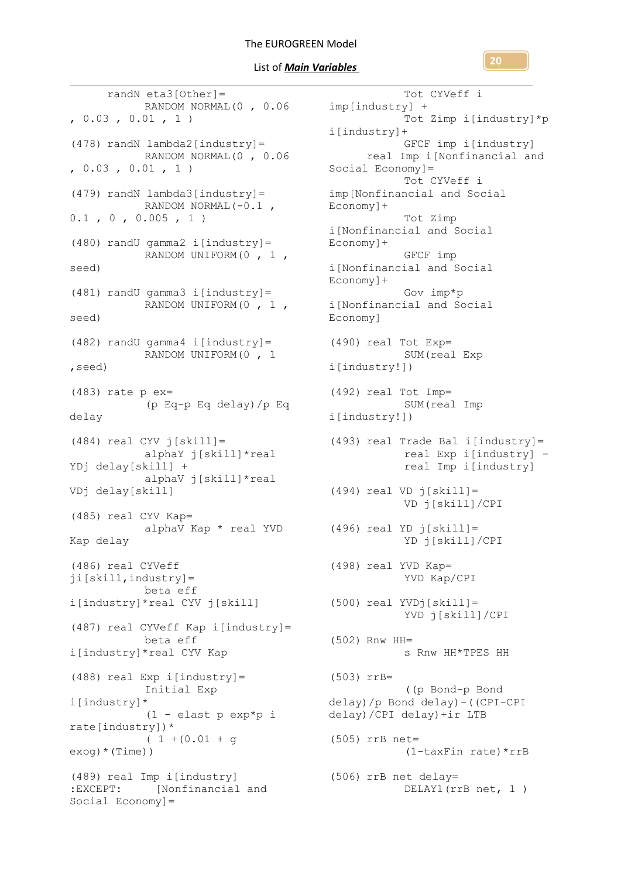```
randN eta3[Other]=
        RANDOM NORMAL(0 , 0.06
, 0.03 , 0.01 , 1 )

(478) randN lambda2[industry]=
        RANDOM NORMAL(0 , 0.06
, 0.03 , 0.01 , 1 )

(479) randN lambda3[industry]=
        RANDOM NORMAL(-0.1 ,
0.1 , 0 , 0.005 , 1 )

(480) randU gamma2 i[industry]=
        RANDOM UNIFORM(0 , 1 ,
seed)

(481) randU gamma3 i[industry]=
        RANDOM UNIFORM(0 , 1 ,
seed)

(482) randU gamma4 i[industry]=
        RANDOM UNIFORM(0 , 1
,seed)

(483) rate p ex=
        (p Eq-p Eq delay)/p Eq
delay

(484) real CYV j[skill]=
        alphaY j[skill]*real
YDj delay[skill] +
        alphaV j[skill]*real
VDj delay[skill]

(485) real CYV Kap=
        alphaV Kap * real YVD
Kap delay

(486) real CYVeff
ji[skill,industry]=
        beta eff
i[industry]*real CYV j[skill]

(487) real CYVeff Kap i[industry]=
        beta eff
i[industry]*real CYV Kap

(488) real Exp i[industry]=
        Initial Exp
i[industry]*
        (1 - elast p exp*p i
rate[industry])*
        ( 1 +(0.01 + g
exog)*(Time))

(489) real Imp i[industry]
:EXCEPT:     [Nonfinancial and
Social Economy]=
        Tot CYVeff i
imp[industry] +
        Tot Zimp i[industry]*p
i[industry]+
        GFCF imp i[industry]
    real Imp i[Nonfinancial and
Social Economy]=
        Tot CYVeff i
imp[Nonfinancial and Social
Economy]+
        Tot Zimp
i[Nonfinancial and Social
Economy]+
        GFCF imp
i[Nonfinancial and Social
Economy]+
        Gov imp*p
i[Nonfinancial and Social
Economy]

(490) real Tot Exp=
        SUM(real Exp
i[industry!])

(492) real Tot Imp=
        SUM(real Imp
i[industry!])

(493) real Trade Bal i[industry]=
        real Exp i[industry] -
        real Imp i[industry]

(494) real VD j[skill]=
        VD j[skill]/CPI

(496) real YD j[skill]=
        YD j[skill]/CPI

(498) real YVD Kap=
        YVD Kap/CPI

(500) real YVDj[skill]=
        YVD j[skill]/CPI

(502) Rnw HH=
        s Rnw HH*TPES HH

(503) rrB=
        ((p Bond-p Bond
delay)/p Bond delay)-((CPI-CPI
delay)/CPI delay)+ir LTB

(505) rrB net=
        (1-taxFin rate)*rrB

(506) rrB net delay=
        DELAY1(rrB net, 1 )
```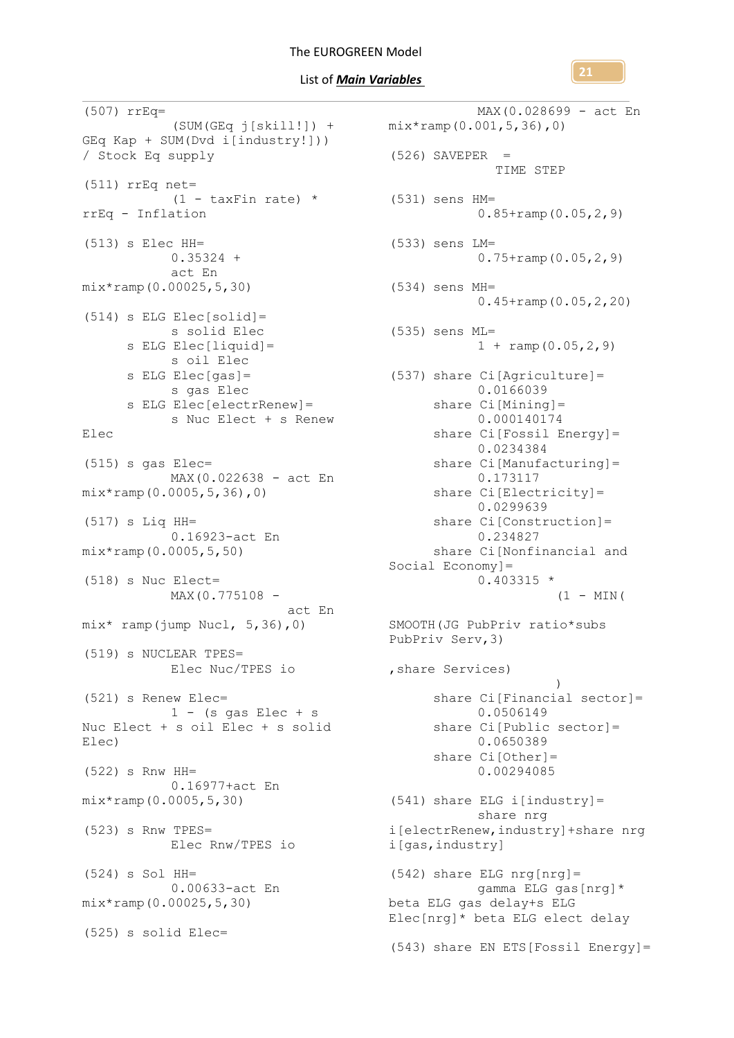```
(507) rrEq=
          (SUM(GEq j[skill!]) +
GEq Kap + SUM(Dvd i[industry!]))
/ Stock Eq supply

(511) rrEq net=
          (1 - taxFin rate) *
rrEq - Inflation

(513) s Elec HH=
          0.35324 +
          act En
mix*ramp(0.00025,5,30)

(514) s ELG Elec[solid]=
          s solid Elec
      s ELG Elec[liquid]=
          s oil Elec
      s ELG Elec[gas]=
          s gas Elec
      s ELG Elec[electrRenew]=
          s Nuc Elect + s Renew
Elec

(515) s gas Elec=
          MAX(0.022638 - act En
mix*ramp(0.0005,5,36),0)

(517) s Liq HH=
          0.16923-act En
mix*ramp(0.0005,5,50)

(518) s Nuc Elect=
          MAX(0.775108 -
                              act En
mix* ramp(jump Nucl, 5,36),0)

(519) s NUCLEAR TPES=
          Elec Nuc/TPES io

(521) s Renew Elec=
          1 - (s gas Elec + s
Nuc Elect + s oil Elec + s solid
Elec)

(522) s Rnw HH=
          0.16977+act En
mix*ramp(0.0005,5,30)

(523) s Rnw TPES=
          Elec Rnw/TPES io

(524) s Sol HH=
          0.00633-act En
mix*ramp(0.00025,5,30)

(525) s solid Elec=
          MAX(0.028699 - act En
mix*ramp(0.001,5,36),0)

(526) SAVEPER  =
          TIME STEP

(531) sens HM=
          0.85+ramp(0.05,2,9)

(533) sens LM=
          0.75+ramp(0.05,2,9)

(534) sens MH=
          0.45+ramp(0.05,2,20)

(535) sens ML=
          1 + ramp(0.05,2,9)

(537) share Ci[Agriculture]=
          0.0166039
      share Ci[Mining]=
          0.000140174
      share Ci[Fossil Energy]=
          0.0234384
      share Ci[Manufacturing]=
          0.173117
      share Ci[Electricity]=
          0.0299639
      share Ci[Construction]=
          0.234827
      share Ci[Nonfinancial and
Social Economy]=
          0.403315 *
                    (1 - MIN(
SMOOTH(JG PubPriv ratio*subs
PubPriv Serv,3)
,share Services)
                    )
      share Ci[Financial sector]=
          0.0506149
      share Ci[Public sector]=
          0.0650389
      share Ci[Other]=
          0.00294085

(541) share ELG i[industry]=
          share nrg
i[electrRenew,industry]+share nrg
i[gas,industry]

(542) share ELG nrg[nrg]=
          gamma ELG gas[nrg]*
beta ELG gas delay+s ELG
Elec[nrg]* beta ELG elect delay

(543) share EN ETS[Fossil Energy]=
```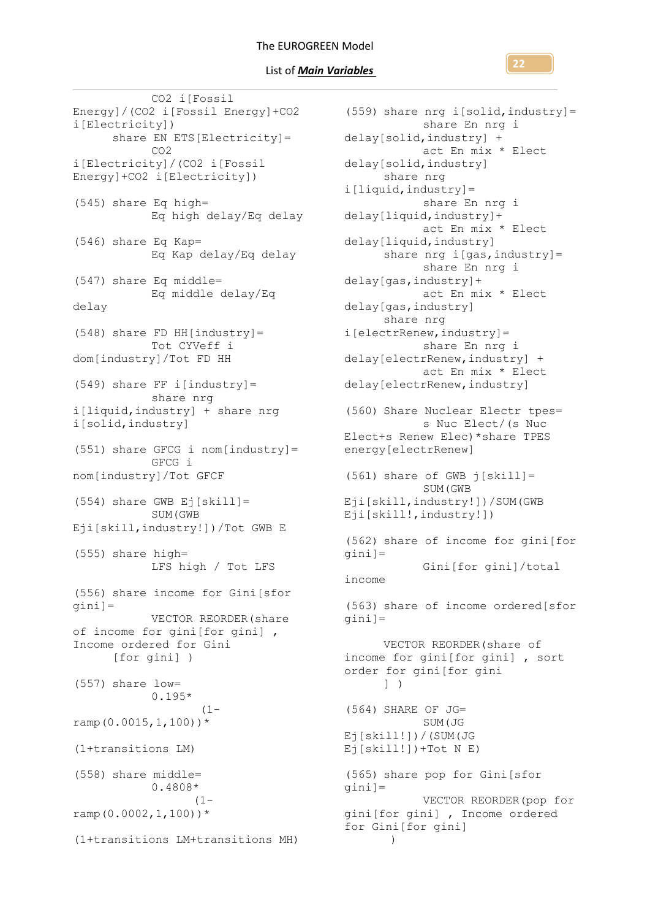```
CO2 i[Fossil Energy]/(CO2 i[Fossil Energy]+CO2 i[Electricity])
      share EN ETS[Electricity]=
            CO2 i[Electricity]/(CO2 i[Fossil Energy]+CO2 i[Electricity])

(545) share Eq high=
            Eq high delay/Eq delay

(546) share Eq Kap=
            Eq Kap delay/Eq delay

(547) share Eq middle=
            Eq middle delay/Eq delay

(548) share FD HH[industry]=
            Tot CYVeff i dom[industry]/Tot FD HH

(549) share FF i[industry]=
            share nrg i[liquid,industry] + share nrg i[solid,industry]

(551) share GFCG i nom[industry]=
            GFCG i nom[industry]/Tot GFCF

(554) share GWB Ej[skill]=
            SUM(GWB Eji[skill,industry!])/Tot GWB E

(555) share high=
            LFS high / Tot LFS

(556) share income for Gini[sfor gini]=
            VECTOR REORDER(share of income for gini[for gini] , Income ordered for Gini
      [for gini] )

(557) share low=
            0.195*
                  (1-ramp(0.0015,1,100))*
                  (1+transitions LM)

(558) share middle=
            0.4808*
                  (1-ramp(0.0002,1,100))*
                  (1+transitions LM+transitions MH)

(559) share nrg i[solid,industry]=
            share En nrg i delay[solid,industry] +
            act En mix * Elect delay[solid,industry]
      share nrg i[liquid,industry]=
            share En nrg i delay[liquid,industry]+
            act En mix * Elect delay[liquid,industry]
      share nrg i[gas,industry]=
            share En nrg i delay[gas,industry]+
            act En mix * Elect delay[gas,industry]
      share nrg i[electrRenew,industry]=
            share En nrg i delay[electrRenew,industry] +
            act En mix * Elect delay[electrRenew,industry]

(560) Share Nuclear Electr tpes=
            s Nuc Elect/(s Nuc Elect+s Renew Elec)*share TPES energy[electrRenew]

(561) share of GWB j[skill]=
            SUM(GWB Eji[skill,industry!])/SUM(GWB Eji[skill!,industry!])

(562) share of income for gini[for gini]=
            Gini[for gini]/total income

(563) share of income ordered[sfor gini]=
      VECTOR REORDER(share of income for gini[for gini] , sort order for gini[for gini
      ] )

(564) SHARE OF JG=
            SUM(JG Ej[skill!])/(SUM(JG Ej[skill!])+Tot N E)

(565) share pop for Gini[sfor gini]=
            VECTOR REORDER(pop for gini[for gini] , Income ordered for Gini[for gini]
      )
```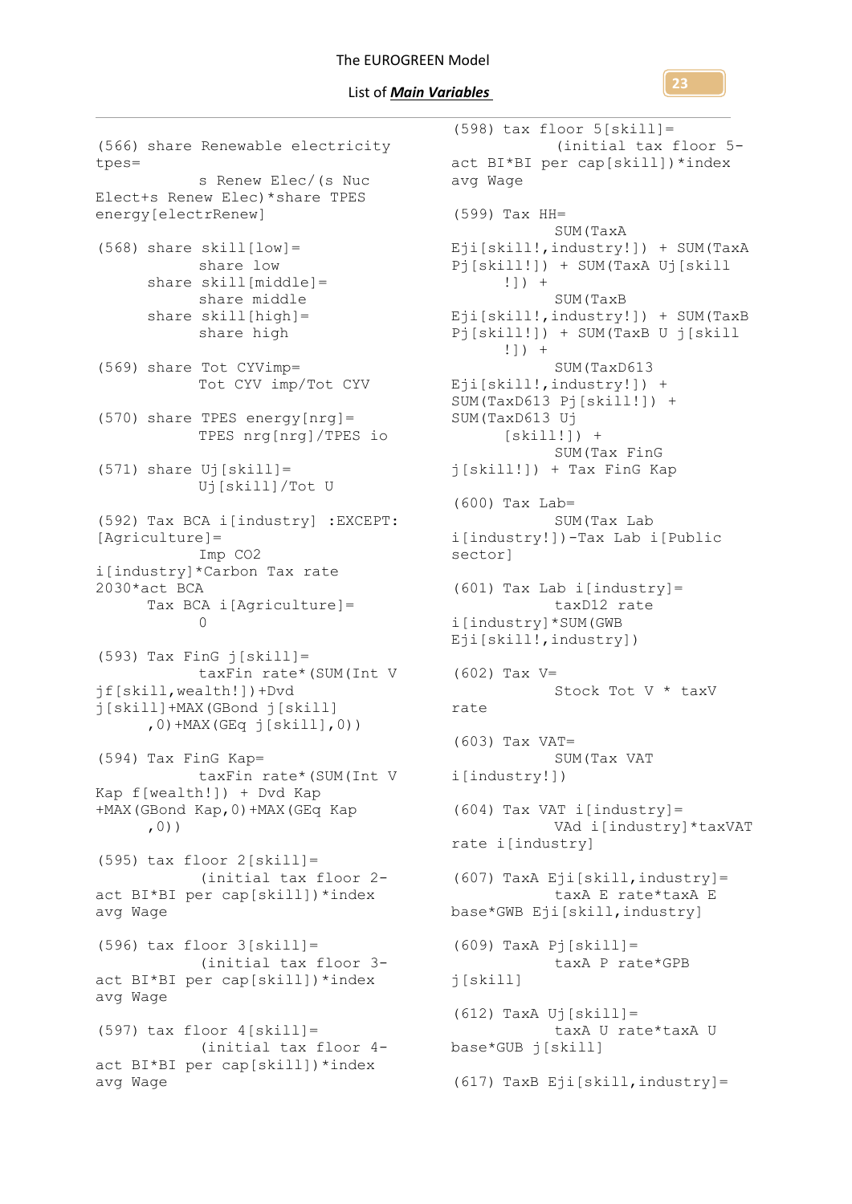```
(566) share Renewable electricity tpes=
        s Renew Elec/(s Nuc Elect+s Renew Elec)*share TPES energy[electrRenew]

(568) share skill[low]=
        share low
    share skill[middle]=
        share middle
    share skill[high]=
        share high

(569) share Tot CYVimp=
        Tot CYV imp/Tot CYV

(570) share TPES energy[nrg]=
        TPES nrg[nrg]/TPES io

(571) share Uj[skill]=
        Uj[skill]/Tot U

(592) Tax BCA i[industry] :EXCEPT: [Agriculture]=
        Imp CO2 i[industry]*Carbon Tax rate 2030*act BCA
    Tax BCA i[Agriculture]=
        0

(593) Tax FinG j[skill]=
        taxFin rate*(SUM(Int V jf[skill,wealth!])+Dvd j[skill]+MAX(GBond j[skill]
    ,0)+MAX(GEq j[skill],0))

(594) Tax FinG Kap=
        taxFin rate*(SUM(Int V Kap f[wealth!]) + Dvd Kap +MAX(GBond Kap,0)+MAX(GEq Kap
    ,0))

(595) tax floor 2[skill]=
        (initial tax floor 2-act BI*BI per cap[skill])*index avg Wage

(596) tax floor 3[skill]=
        (initial tax floor 3-act BI*BI per cap[skill])*index avg Wage

(597) tax floor 4[skill]=
        (initial tax floor 4-act BI*BI per cap[skill])*index avg Wage

(598) tax floor 5[skill]=
        (initial tax floor 5-act BI*BI per cap[skill])*index avg Wage

(599) Tax HH=
        SUM(TaxA Eji[skill!,industry!]) + SUM(TaxA Pj[skill!]) + SUM(TaxA Uj[skill
    !]) +
        SUM(TaxB Eji[skill!,industry!]) + SUM(TaxB Pj[skill!]) + SUM(TaxB U j[skill
    !]) +
        SUM(TaxD613 Eji[skill!,industry!]) + SUM(TaxD613 Pj[skill!]) + SUM(TaxD613 Uj
    [skill!]) +
        SUM(Tax FinG j[skill!]) + Tax FinG Kap

(600) Tax Lab=
        SUM(Tax Lab i[industry!])-Tax Lab i[Public sector]

(601) Tax Lab i[industry]=
        taxD12 rate i[industry]*SUM(GWB Eji[skill!,industry])

(602) Tax V=
        Stock Tot V * taxV rate

(603) Tax VAT=
        SUM(Tax VAT i[industry!])

(604) Tax VAT i[industry]=
        VAd i[industry]*taxVAT rate i[industry]

(607) TaxA Eji[skill,industry]=
        taxA E rate*taxA E base*GWB Eji[skill,industry]

(609) TaxA Pj[skill]=
        taxA P rate*GPB j[skill]

(612) TaxA Uj[skill]=
        taxA U rate*taxA U base*GUB j[skill]

(617) TaxB Eji[skill,industry]=
```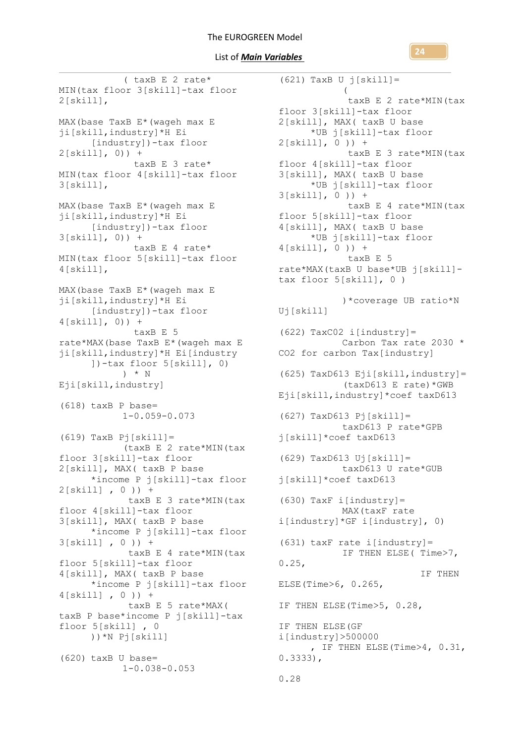```
        ( taxB E 2 rate*
MIN(tax floor 3[skill]-tax floor
2[skill],

MAX(base TaxB E*(wageh max E
ji[skill,industry]*H Ei
      [industry])-tax floor
2[skill], 0)) +
          taxB E 3 rate*
MIN(tax floor 4[skill]-tax floor
3[skill],

MAX(base TaxB E*(wageh max E
ji[skill,industry]*H Ei
      [industry])-tax floor
3[skill], 0)) +
          taxB E 4 rate*
MIN(tax floor 5[skill]-tax floor
4[skill],

MAX(base TaxB E*(wageh max E
ji[skill,industry]*H Ei
      [industry])-tax floor
4[skill], 0)) +
          taxB E 5
rate*MAX(base TaxB E*(wageh max E
ji[skill,industry]*H Ei[industry
      ])-tax floor 5[skill], 0)
        ) * N
Eji[skill,industry]

(618) taxB P base=
         1-0.059-0.073

(619) TaxB Pj[skill]=
         (taxB E 2 rate*MIN(tax
floor 3[skill]-tax floor
2[skill], MAX( taxB P base
      *income P j[skill]-tax floor
2[skill] , 0 )) +
          taxB E 3 rate*MIN(tax
floor 4[skill]-tax floor
3[skill], MAX( taxB P base
      *income P j[skill]-tax floor
3[skill] , 0 )) +
          taxB E 4 rate*MIN(tax
floor 5[skill]-tax floor
4[skill], MAX( taxB P base
      *income P j[skill]-tax floor
4[skill] , 0 )) +
          taxB E 5 rate*MAX(
taxB P base*income P j[skill]-tax
floor 5[skill] , 0
      ))*N Pj[skill]

(620) taxB U base=
         1-0.038-0.053

(621) TaxB U j[skill]=
         (
          taxB E 2 rate*MIN(tax
floor 3[skill]-tax floor
2[skill], MAX( taxB U base
      *UB j[skill]-tax floor
2[skill], 0 )) +
          taxB E 3 rate*MIN(tax
floor 4[skill]-tax floor
3[skill], MAX( taxB U base
      *UB j[skill]-tax floor
3[skill], 0 )) +
          taxB E 4 rate*MIN(tax
floor 5[skill]-tax floor
4[skill], MAX( taxB U base
      *UB j[skill]-tax floor
4[skill], 0 )) +
          taxB E 5
rate*MAX(taxB U base*UB j[skill]-
tax floor 5[skill], 0 )

         )*coverage UB ratio*N
Uj[skill]

(622) TaxC02 i[industry]=
         Carbon Tax rate 2030 *
CO2 for carbon Tax[industry]

(625) TaxD613 Eji[skill,industry]=
         (taxD613 E rate)*GWB
Eji[skill,industry]*coef taxD613

(627) TaxD613 Pj[skill]=
         taxD613 P rate*GPB
j[skill]*coef taxD613

(629) TaxD613 Uj[skill]=
         taxD613 U rate*GUB
j[skill]*coef taxD613

(630) TaxF i[industry]=
         MAX(taxF rate
i[industry]*GF i[industry], 0)

(631) taxF rate i[industry]=
         IF THEN ELSE( Time>7,
0.25,
                         IF THEN
ELSE(Time>6, 0.265,

IF THEN ELSE(Time>5, 0.28,

IF THEN ELSE(GF
i[industry]>500000
      , IF THEN ELSE(Time>4, 0.31,
0.3333),

0.28
```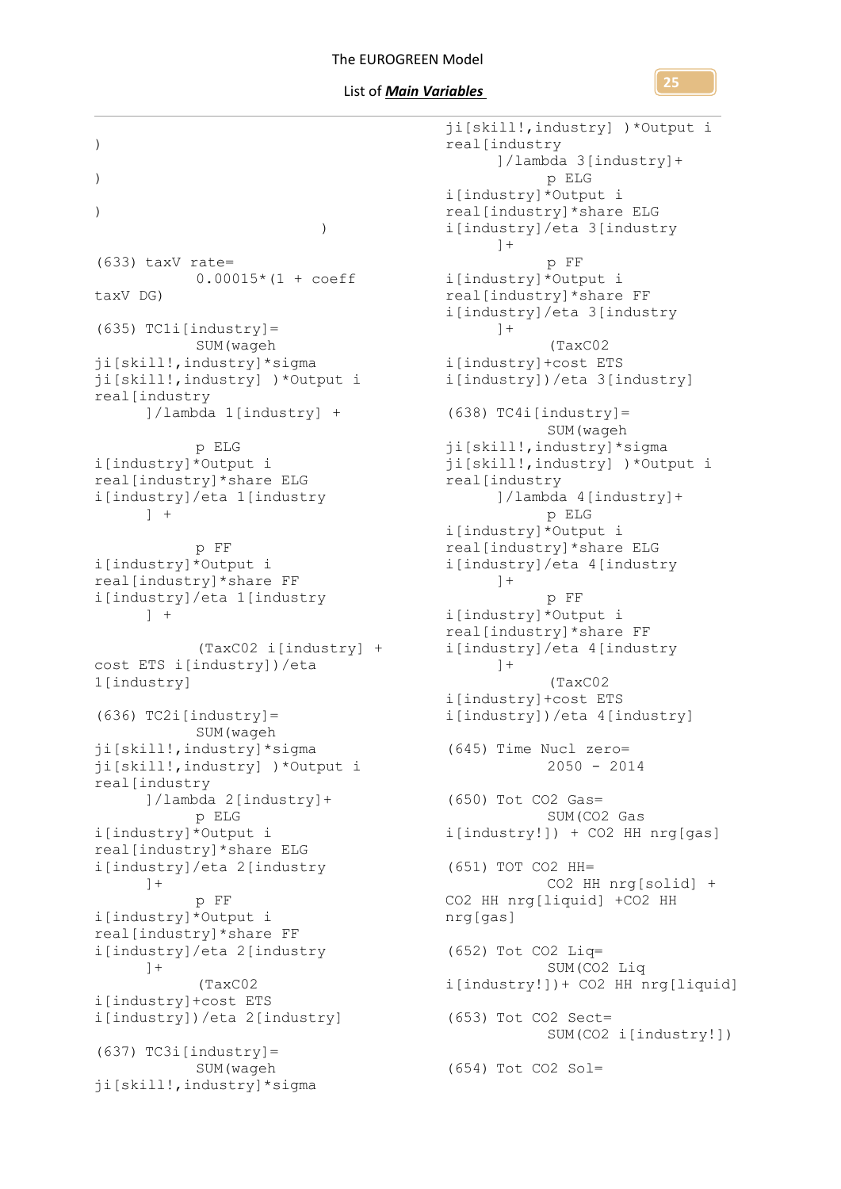```
)

)

)

                    )

(633) taxV rate=
        0.00015*(1 + coeff
taxV DG)

(635) TC1i[industry]=
        SUM(wageh
ji[skill!,industry]*sigma
ji[skill!,industry] )*Output i
real[industry
      ]/lambda 1[industry] +

        p ELG
i[industry]*Output i
real[industry]*share ELG
i[industry]/eta 1[industry
      ] +

        p FF
i[industry]*Output i
real[industry]*share FF
i[industry]/eta 1[industry
      ] +

        (TaxC02 i[industry] +
cost ETS i[industry])/eta
1[industry]

(636) TC2i[industry]=
        SUM(wageh
ji[skill!,industry]*sigma
ji[skill!,industry] )*Output i
real[industry
      ]/lambda 2[industry]+
        p ELG
i[industry]*Output i
real[industry]*share ELG
i[industry]/eta 2[industry
      ]+
        p FF
i[industry]*Output i
real[industry]*share FF
i[industry]/eta 2[industry
      ]+
        (TaxC02
i[industry]+cost ETS
i[industry])/eta 2[industry]

(637) TC3i[industry]=
        SUM(wageh
ji[skill!,industry]*sigma
ji[skill!,industry] )*Output i
real[industry
      ]/lambda 3[industry]+
        p ELG
i[industry]*Output i
real[industry]*share ELG
i[industry]/eta 3[industry
      ]+
        p FF
i[industry]*Output i
real[industry]*share FF
i[industry]/eta 3[industry
      ]+
        (TaxC02
i[industry]+cost ETS
i[industry])/eta 3[industry]

(638) TC4i[industry]=
        SUM(wageh
ji[skill!,industry]*sigma
ji[skill!,industry] )*Output i
real[industry
      ]/lambda 4[industry]+
        p ELG
i[industry]*Output i
real[industry]*share ELG
i[industry]/eta 4[industry
      ]+
        p FF
i[industry]*Output i
real[industry]*share FF
i[industry]/eta 4[industry
      ]+
        (TaxC02
i[industry]+cost ETS
i[industry])/eta 4[industry]

(645) Time Nucl zero=
        2050 - 2014

(650) Tot CO2 Gas=
        SUM(CO2 Gas
i[industry!]) + CO2 HH nrg[gas]

(651) TOT CO2 HH=
        CO2 HH nrg[solid] +
CO2 HH nrg[liquid] +CO2 HH
nrg[gas]

(652) Tot CO2 Liq=
        SUM(CO2 Liq
i[industry!])+ CO2 HH nrg[liquid]

(653) Tot CO2 Sect=
        SUM(CO2 i[industry!])

(654) Tot CO2 Sol=
```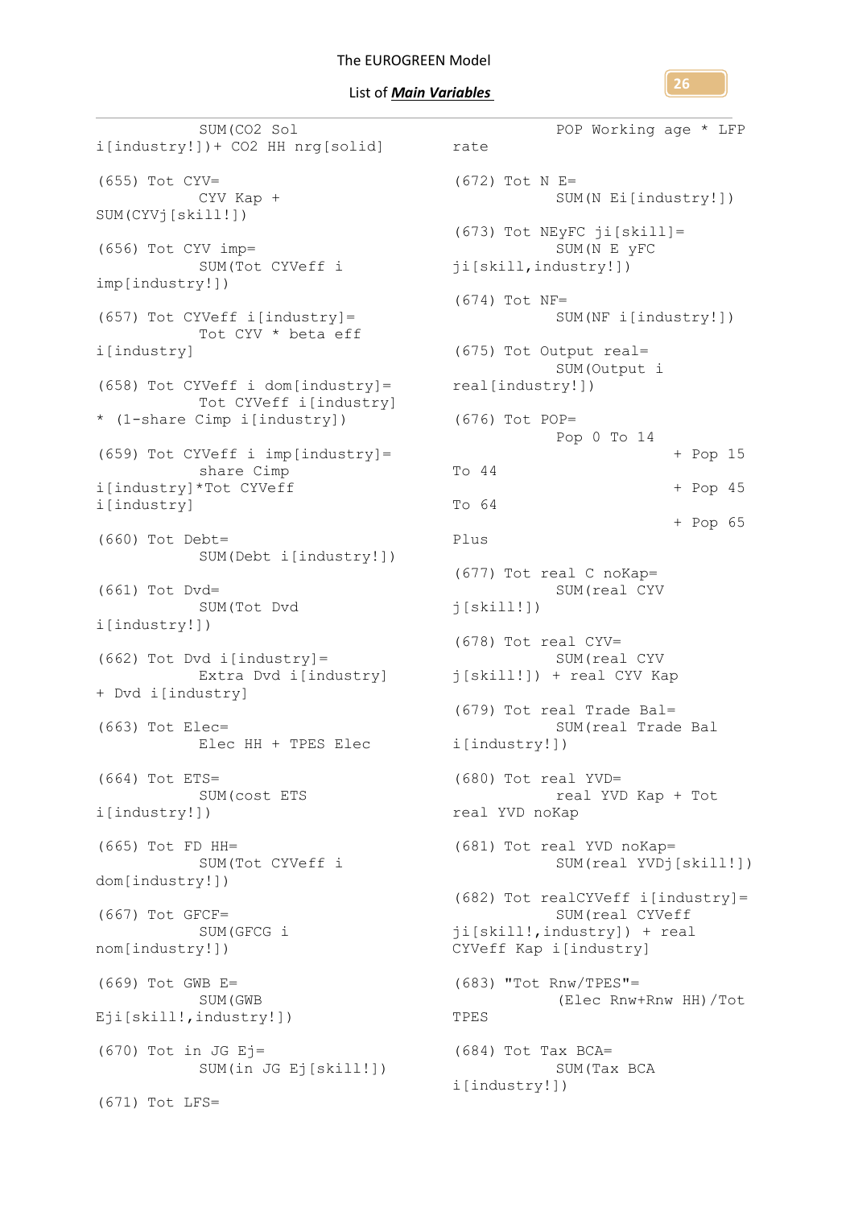```
        SUM(CO2 Sol i[industry!])+ CO2 HH nrg[solid]

(655) Tot CYV=
        CYV Kap + SUM(CYVj[skill!])

(656) Tot CYV imp=
        SUM(Tot CYVeff i imp[industry!])

(657) Tot CYVeff i[industry]=
        Tot CYV * beta eff i[industry]

(658) Tot CYVeff i dom[industry]=
        Tot CYVeff i[industry] * (1-share Cimp i[industry])

(659) Tot CYVeff i imp[industry]=
        share Cimp i[industry]*Tot CYVeff i[industry]

(660) Tot Debt=
        SUM(Debt i[industry!])

(661) Tot Dvd=
        SUM(Tot Dvd i[industry!])

(662) Tot Dvd i[industry]=
        Extra Dvd i[industry] + Dvd i[industry]

(663) Tot Elec=
        Elec HH + TPES Elec

(664) Tot ETS=
        SUM(cost ETS i[industry!])

(665) Tot FD HH=
        SUM(Tot CYVeff i dom[industry!])

(667) Tot GFCF=
        SUM(GFCG i nom[industry!])

(669) Tot GWB E=
        SUM(GWB Eji[skill!,industry!])

(670) Tot in JG Ej=
        SUM(in JG Ej[skill!])

(671) Tot LFS=
        POP Working age * LFP rate

(672) Tot N E=
        SUM(N Ei[industry!])

(673) Tot NEyFC ji[skill]=
        SUM(N E yFC ji[skill,industry!])

(674) Tot NF=
        SUM(NF i[industry!])

(675) Tot Output real=
        SUM(Output i real[industry!])

(676) Tot POP=
        Pop 0 To 14
              + Pop 15 To 44
              + Pop 45 To 64
              + Pop 65 Plus

(677) Tot real C noKap=
        SUM(real CYV j[skill!])

(678) Tot real CYV=
        SUM(real CYV j[skill!]) + real CYV Kap

(679) Tot real Trade Bal=
        SUM(real Trade Bal i[industry!])

(680) Tot real YVD=
        real YVD Kap + Tot real YVD noKap

(681) Tot real YVD noKap=
        SUM(real YVDj[skill!])

(682) Tot realCYVeff i[industry]=
        SUM(real CYVeff ji[skill!,industry]) + real CYVeff Kap i[industry]

(683) "Tot Rnw/TPES"=
        (Elec Rnw+Rnw HH)/Tot TPES

(684) Tot Tax BCA=
        SUM(Tax BCA i[industry!])
```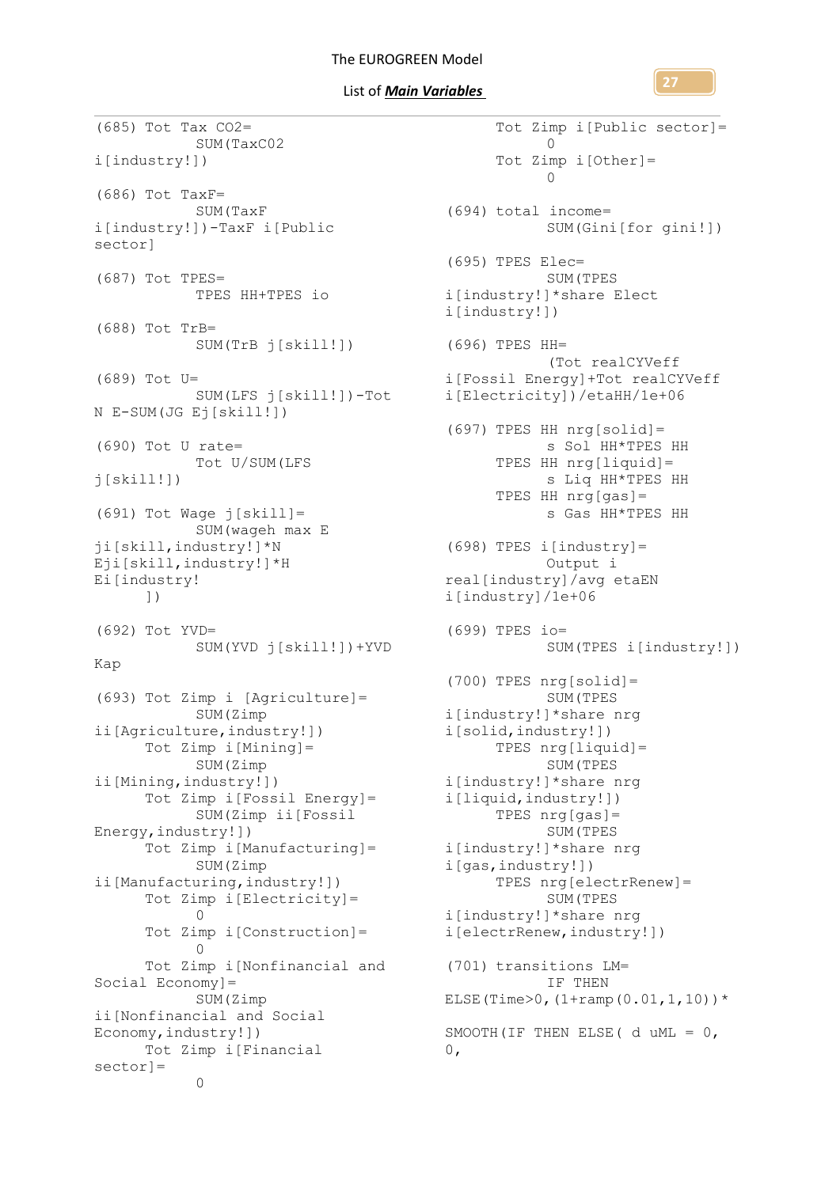```
(685) Tot Tax CO2=
          SUM(TaxC02
i[industry!])

(686) Tot TaxF=
          SUM(TaxF
i[industry!])-TaxF i[Public
sector]

(687) Tot TPES=
          TPES HH+TPES io

(688) Tot TrB=
          SUM(TrB j[skill!])

(689) Tot U=
          SUM(LFS j[skill!])-Tot
N E-SUM(JG Ej[skill!])

(690) Tot U rate=
          Tot U/SUM(LFS
j[skill!])

(691) Tot Wage j[skill]=
          SUM(wageh max E
ji[skill,industry!]*N
Eji[skill,industry!]*H
Ei[industry!
     ])

(692) Tot YVD=
          SUM(YVD j[skill!])+YVD
Kap

(693) Tot Zimp i [Agriculture]=
          SUM(Zimp
ii[Agriculture,industry!])
      Tot Zimp i[Mining]=
          SUM(Zimp
ii[Mining,industry!])
      Tot Zimp i[Fossil Energy]=
          SUM(Zimp ii[Fossil
Energy,industry!])
      Tot Zimp i[Manufacturing]=
          SUM(Zimp
ii[Manufacturing,industry!])
      Tot Zimp i[Electricity]=
          0
      Tot Zimp i[Construction]=
          0
      Tot Zimp i[Nonfinancial and
Social Economy]=
          SUM(Zimp
ii[Nonfinancial and Social
Economy,industry!])
      Tot Zimp i[Financial
sector]=
          0
      Tot Zimp i[Public sector]=
          0
      Tot Zimp i[Other]=
          0

(694) total income=
          SUM(Gini[for gini!])

(695) TPES Elec=
          SUM(TPES
i[industry!]*share Elect
i[industry!])

(696) TPES HH=
          (Tot realCYVeff
i[Fossil Energy]+Tot realCYVeff
i[Electricity])/etaHH/1e+06

(697) TPES HH nrg[solid]=
          s Sol HH*TPES HH
      TPES HH nrg[liquid]=
          s Liq HH*TPES HH
      TPES HH nrg[gas]=
          s Gas HH*TPES HH

(698) TPES i[industry]=
          Output i
real[industry]/avg etaEN
i[industry]/1e+06

(699) TPES io=
          SUM(TPES i[industry!])

(700) TPES nrg[solid]=
          SUM(TPES
i[industry!]*share nrg
i[solid,industry!])
      TPES nrg[liquid]=
          SUM(TPES
i[industry!]*share nrg
i[liquid,industry!])
      TPES nrg[gas]=
          SUM(TPES
i[industry!]*share nrg
i[gas,industry!])
      TPES nrg[electrRenew]=
          SUM(TPES
i[industry!]*share nrg
i[electrRenew,industry!])

(701) transitions LM=
          IF THEN
ELSE(Time>0,(1+ramp(0.01,1,10))*

SMOOTH(IF THEN ELSE( d uML = 0,
0,
```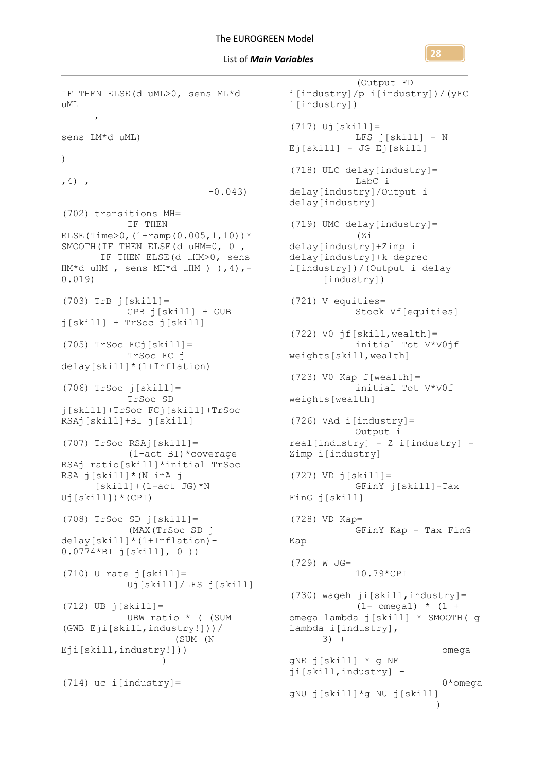```
IF THEN ELSE(d uML>0, sens ML*d
uML
      ,

sens LM*d uML)

)

,4) ,
                              -0.043)

(702) transitions MH=
           IF THEN
ELSE(Time>0,(1+ramp(0.005,1,10))*
SMOOTH(IF THEN ELSE(d uHM=0, 0 ,
       IF THEN ELSE(d uHM>0, sens
HM*d uHM , sens MH*d uHM ) ),4),-
0.019)

(703) TrB j[skill]=
           GPB j[skill] + GUB
j[skill] + TrSoc j[skill]

(705) TrSoc FCj[skill]=
           TrSoc FC j
delay[skill]*(1+Inflation)

(706) TrSoc j[skill]=
           TrSoc SD
j[skill]+TrSoc FCj[skill]+TrSoc
RSAj[skill]+BI j[skill]

(707) TrSoc RSAj[skill]=
           (1-act BI)*coverage
RSAj ratio[skill]*initial TrSoc
RSA j[skill]*(N inA j
      [skill]+(1-act JG)*N
Uj[skill])*(CPI)

(708) TrSoc SD j[skill]=
           (MAX(TrSoc SD j
delay[skill]*(1+Inflation)-
0.0774*BI j[skill], 0 ))

(710) U rate j[skill]=
           Uj[skill]/LFS j[skill]

(712) UB j[skill]=
           UBW ratio * ( (SUM
(GWB Eji[skill,industry!]))/
                   (SUM (N
Eji[skill,industry!]))
                 )

(714) uc i[industry]=
           (Output FD
i[industry]/p i[industry])/(yFC
i[industry])

(717) Uj[skill]=
           LFS j[skill] - N
Ej[skill] - JG Ej[skill]

(718) ULC delay[industry]=
           LabC i
delay[industry]/Output i
delay[industry]

(719) UMC delay[industry]=
           (Zi
delay[industry]+Zimp i
delay[industry]+k deprec
i[industry])/(Output i delay
      [industry])

(721) V equities=
           Stock Vf[equities]

(722) V0 jf[skill,wealth]=
           initial Tot V*V0jf
weights[skill,wealth]

(723) V0 Kap f[wealth]=
           initial Tot V*V0f
weights[wealth]

(726) VAd i[industry]=
           Output i
real[industry] - Z i[industry] -
Zimp i[industry]

(727) VD j[skill]=
           GFinY j[skill]-Tax
FinG j[skill]

(728) VD Kap=
           GFinY Kap - Tax FinG
Kap

(729) W JG=
           10.79*CPI

(730) wageh ji[skill,industry]=
           (1- omega1) * (1 +
omega lambda j[skill] * SMOOTH( g
lambda i[industry],
      3) +
                              omega
gNE j[skill] * g NE
ji[skill,industry] -
                              0*omega
gNU j[skill]*g NU j[skill]
                             )
```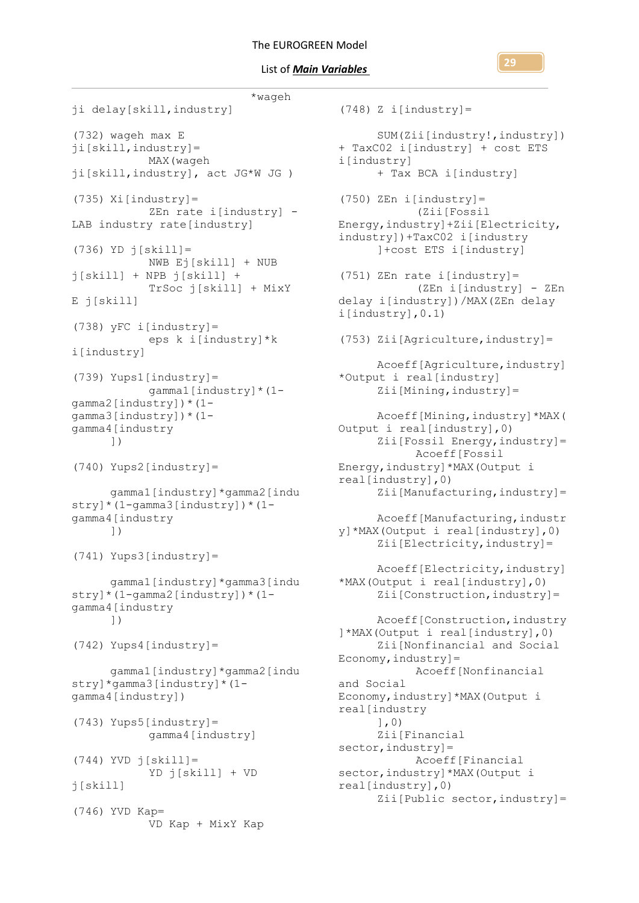```
*wageh ji delay[skill,industry]

(732) wageh max E ji[skill,industry]=
        MAX(wageh ji[skill,industry], act JG*W JG )

(735) Xi[industry]=
        ZEn rate i[industry] - LAB industry rate[industry]

(736) YD j[skill]=
        NWB Ej[skill] + NUB j[skill] + NPB j[skill] +
        TrSoc j[skill] + MixY E j[skill]

(738) yFC i[industry]=
        eps k i[industry]*k i[industry]

(739) Yups1[industry]=
        gamma1[industry]*(1-gamma2[industry])*(1-gamma3[industry])*(1-gamma4[industry
    ])

(740) Yups2[industry]=
    gamma1[industry]*gamma2[industry]*(1-gamma3[industry])*(1-gamma4[industry
    ])

(741) Yups3[industry]=
    gamma1[industry]*gamma3[industry]*(1-gamma2[industry])*(1-gamma4[industry
    ])

(742) Yups4[industry]=
    gamma1[industry]*gamma2[industry]*gamma3[industry]*(1-gamma4[industry])

(743) Yups5[industry]=
        gamma4[industry]

(744) YVD j[skill]=
        YD j[skill] + VD j[skill]

(746) YVD Kap=
        VD Kap + MixY Kap

(748) Z i[industry]=
     SUM(Zii[industry!,industry]) + TaxC02 i[industry] + cost ETS i[industry]
     + Tax BCA i[industry]

(750) ZEn i[industry]=
        (Zii[Fossil Energy,industry]+Zii[Electricity,industry])+TaxC02 i[industry
     ]+cost ETS i[industry]

(751) ZEn rate i[industry]=
        (ZEn i[industry] - ZEn delay i[industry])/MAX(ZEn delay i[industry],0.1)

(753) Zii[Agriculture,industry]=
     Acoeff[Agriculture,industry]*Output i real[industry]
     Zii[Mining,industry]=
     Acoeff[Mining,industry]*MAX(Output i real[industry],0)
     Zii[Fossil Energy,industry]=
        Acoeff[Fossil Energy,industry]*MAX(Output i real[industry],0)
     Zii[Manufacturing,industry]=
     Acoeff[Manufacturing,industry]*MAX(Output i real[industry],0)
     Zii[Electricity,industry]=
     Acoeff[Electricity,industry]*MAX(Output i real[industry],0)
     Zii[Construction,industry]=
     Acoeff[Construction,industry]*MAX(Output i real[industry],0)
     Zii[Nonfinancial and Social Economy,industry]=
        Acoeff[Nonfinancial and Social Economy,industry]*MAX(Output i real[industry
     ],0)
     Zii[Financial sector,industry]=
        Acoeff[Financial sector,industry]*MAX(Output i real[industry],0)
     Zii[Public sector,industry]=
```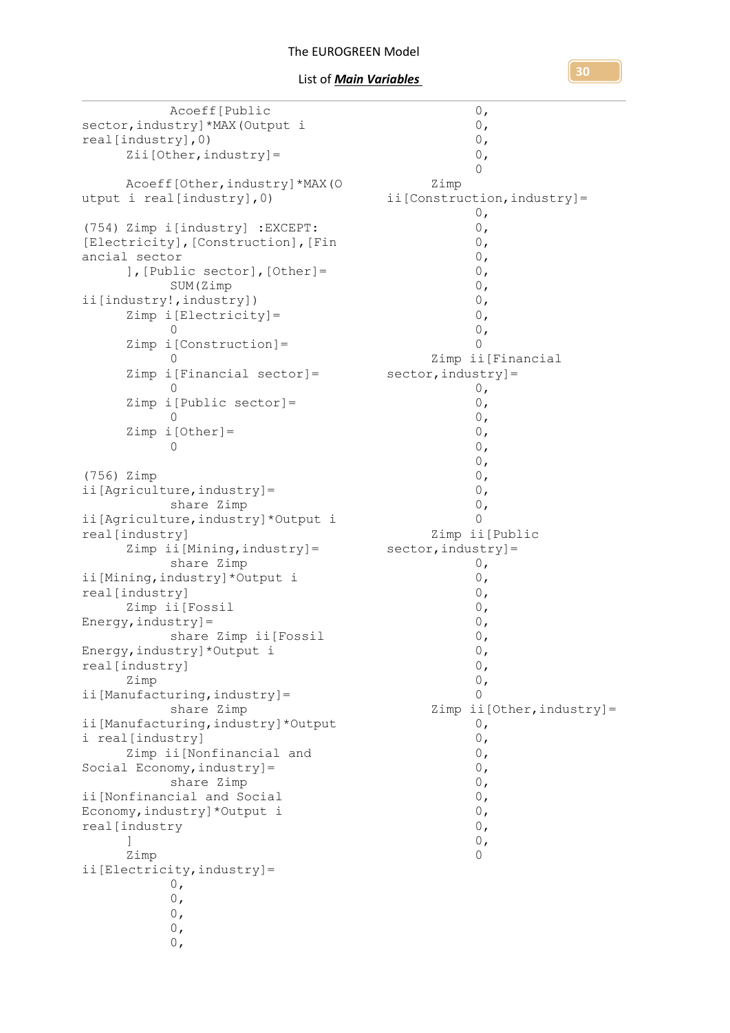```
            Acoeff[Public
sector,industry]*MAX(Output i
real[industry],0)
      Zii[Other,industry]=
            Acoeff[Other,industry]*MAX(O
utput i real[industry],0)

(754) Zimp i[industry] :EXCEPT:
[Electricity],[Construction],[Fin
ancial sector
      ],[Public sector],[Other]=
            SUM(Zimp
ii[industry!,industry])
      Zimp i[Electricity]=
            0
      Zimp i[Construction]=
            0
      Zimp i[Financial sector]=
            0
      Zimp i[Public sector]=
            0
      Zimp i[Other]=
            0

(756) Zimp
ii[Agriculture,industry]=
            share Zimp
ii[Agriculture,industry]*Output i
real[industry]
      Zimp ii[Mining,industry]=
            share Zimp
ii[Mining,industry]*Output i
real[industry]
      Zimp ii[Fossil
Energy,industry]=
            share Zimp ii[Fossil
Energy,industry]*Output i
real[industry]
      Zimp
ii[Manufacturing,industry]=
            share Zimp
ii[Manufacturing,industry]*Output
i real[industry]
      Zimp ii[Nonfinancial and
Social Economy,industry]=
            share Zimp
ii[Nonfinancial and Social
Economy,industry]*Output i
real[industry
      ]
      Zimp
ii[Electricity,industry]=
            0,
            0,
            0,
            0,
            0,
            0,
            0,
            0,
            0,
            0
      Zimp
ii[Construction,industry]=
            0,
            0,
            0,
            0,
            0,
            0,
            0,
            0,
            0,
            0
      Zimp ii[Financial
sector,industry]=
            0,
            0,
            0,
            0,
            0,
            0,
            0,
            0,
            0,
            0
      Zimp ii[Public
sector,industry]=
            0,
            0,
            0,
            0,
            0,
            0,
            0,
            0,
            0,
            0
      Zimp ii[Other,industry]=
            0,
            0,
            0,
            0,
            0,
            0,
            0,
            0,
            0,
            0
```